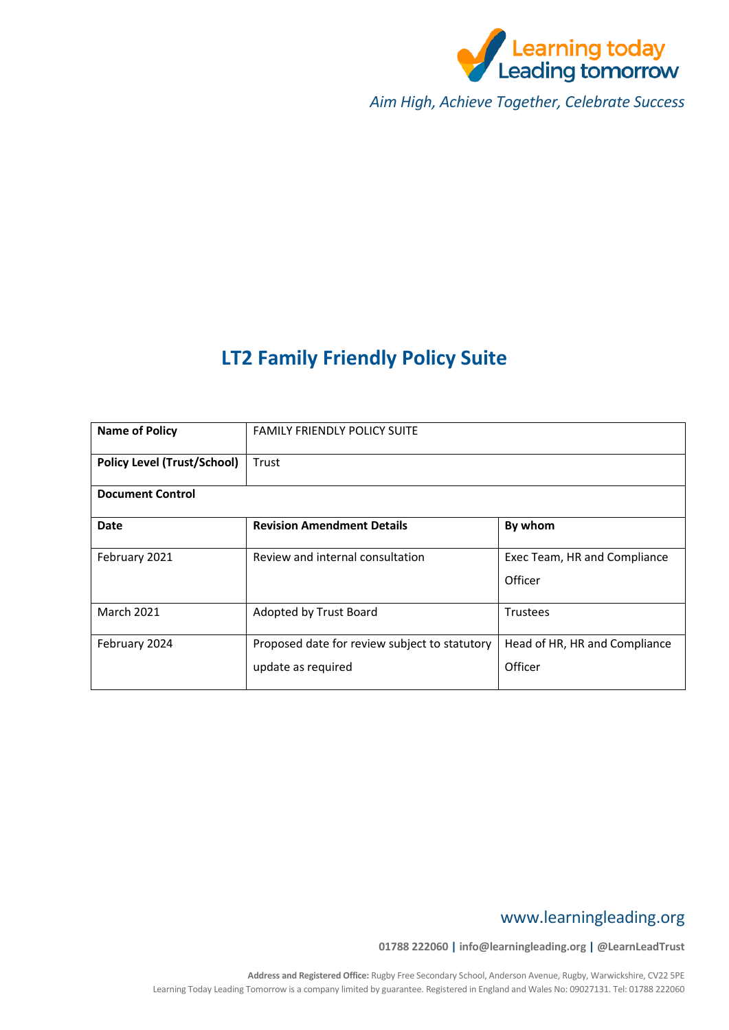Learning today Leading tomorrow

*Aim High, Achieve Together, Celebrate Success*

# LT2 Family Friendly Policy Suite

| **Name of Policy** | FAMILY FRIENDLY POLICY SUITE | |
|---|---|---|
| **Policy Level (Trust/School)** | Trust | |
| **Document Control** | | |
| **Date** | **Revision Amendment Details** | **By whom** |
| February 2021 | Review and internal consultation | Exec Team, HR and Compliance Officer |
| March 2021 | Adopted by Trust Board | Trustees |
| February 2024 | Proposed date for review subject to statutory update as required | Head of HR, HR and Compliance Officer |

www.learningleading.org

**01788 222060 | info@learningleading.org | @LearnLeadTrust**

**Address and Registered Office:** Rugby Free Secondary School, Anderson Avenue, Rugby, Warwickshire, CV22 5PE
Learning Today Leading Tomorrow is a company limited by guarantee. Registered in England and Wales No: 09027131. Tel: 01788 222060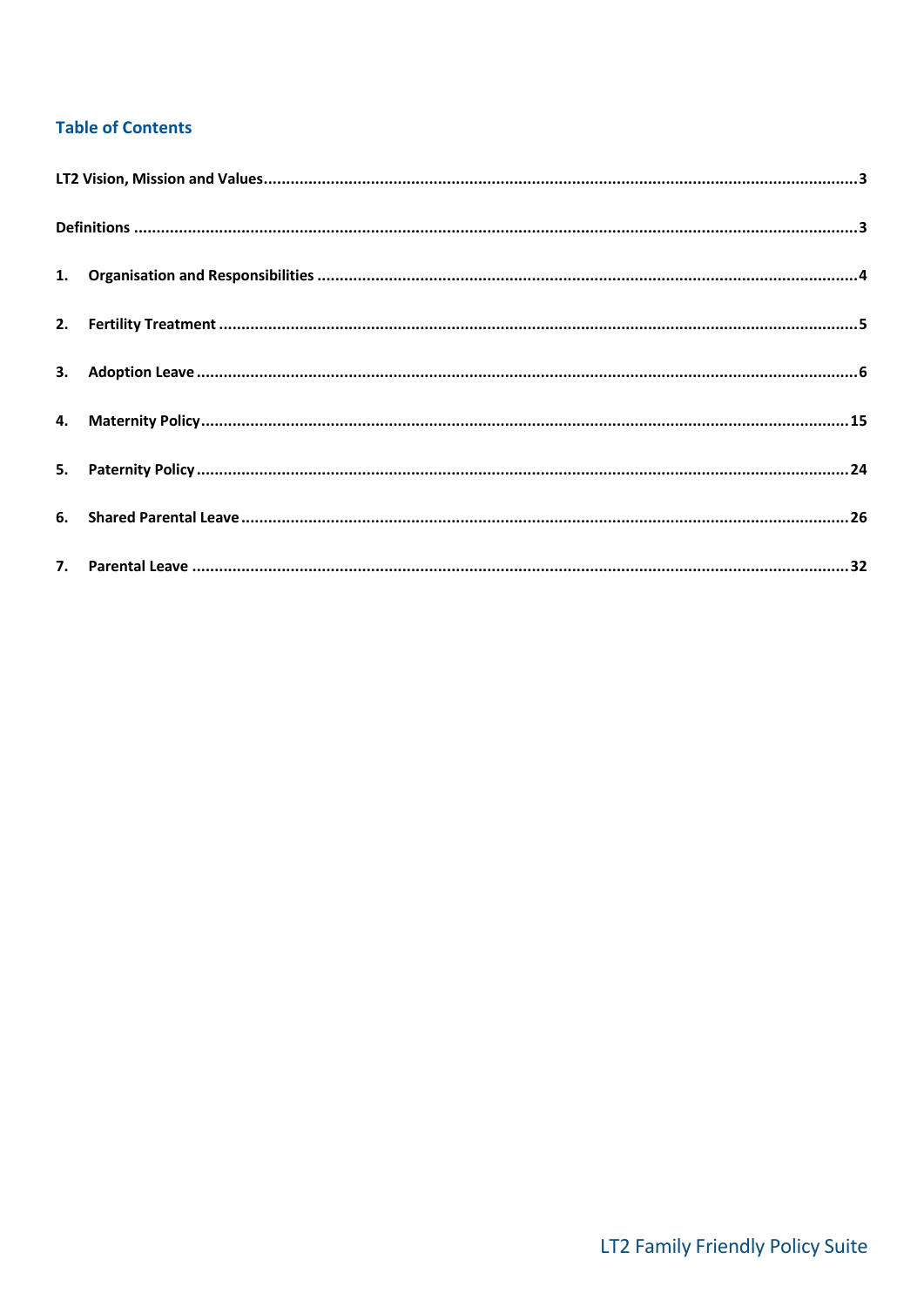## Table of Contents

LT2 Vision, Mission and Values ..... 3

Definitions ..... 3

1. Organisation and Responsibilities ..... 4
2. Fertility Treatment ..... 5
3. Adoption Leave ..... 6
4. Maternity Policy ..... 15
5. Paternity Policy ..... 24
6. Shared Parental Leave ..... 26
7. Parental Leave ..... 32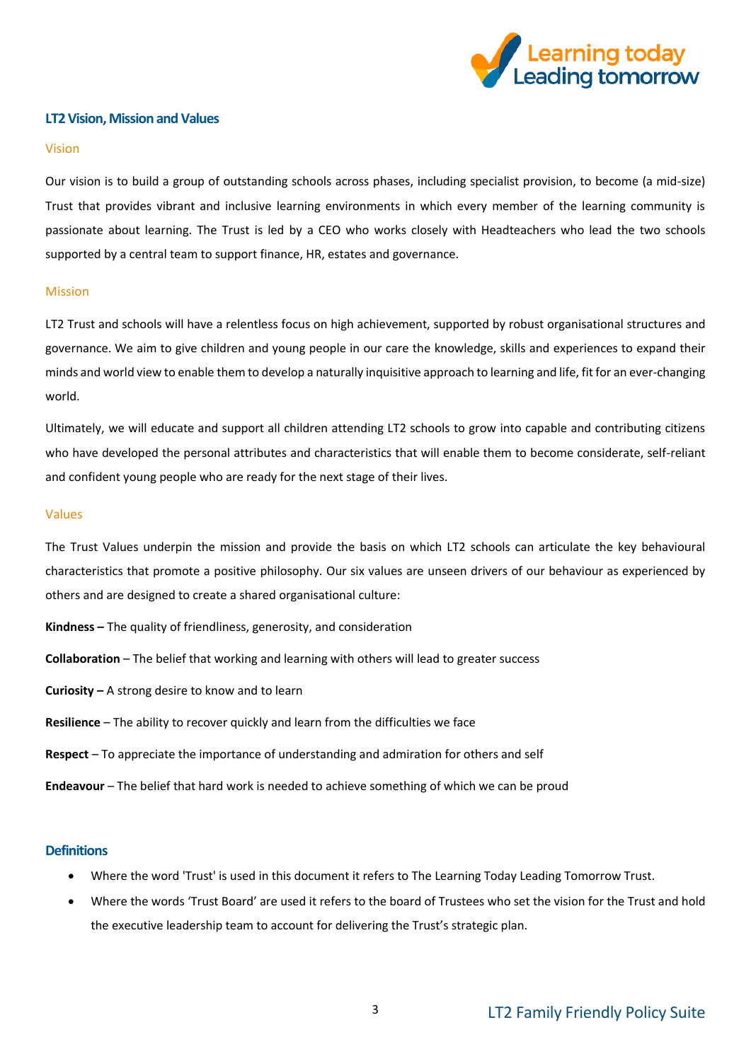## LT2 Vision, Mission and Values

### Vision

Our vision is to build a group of outstanding schools across phases, including specialist provision, to become (a mid-size) Trust that provides vibrant and inclusive learning environments in which every member of the learning community is passionate about learning. The Trust is led by a CEO who works closely with Headteachers who lead the two schools supported by a central team to support finance, HR, estates and governance.

### Mission

LT2 Trust and schools will have a relentless focus on high achievement, supported by robust organisational structures and governance. We aim to give children and young people in our care the knowledge, skills and experiences to expand their minds and world view to enable them to develop a naturally inquisitive approach to learning and life, fit for an ever-changing world.

Ultimately, we will educate and support all children attending LT2 schools to grow into capable and contributing citizens who have developed the personal attributes and characteristics that will enable them to become considerate, self-reliant and confident young people who are ready for the next stage of their lives.

### Values

The Trust Values underpin the mission and provide the basis on which LT2 schools can articulate the key behavioural characteristics that promote a positive philosophy. Our six values are unseen drivers of our behaviour as experienced by others and are designed to create a shared organisational culture:

**Kindness –** The quality of friendliness, generosity, and consideration

**Collaboration** – The belief that working and learning with others will lead to greater success

**Curiosity –** A strong desire to know and to learn

**Resilience** – The ability to recover quickly and learn from the difficulties we face

**Respect** – To appreciate the importance of understanding and admiration for others and self

**Endeavour** – The belief that hard work is needed to achieve something of which we can be proud

## Definitions

- Where the word 'Trust' is used in this document it refers to The Learning Today Leading Tomorrow Trust.
- Where the words 'Trust Board' are used it refers to the board of Trustees who set the vision for the Trust and hold the executive leadership team to account for delivering the Trust's strategic plan.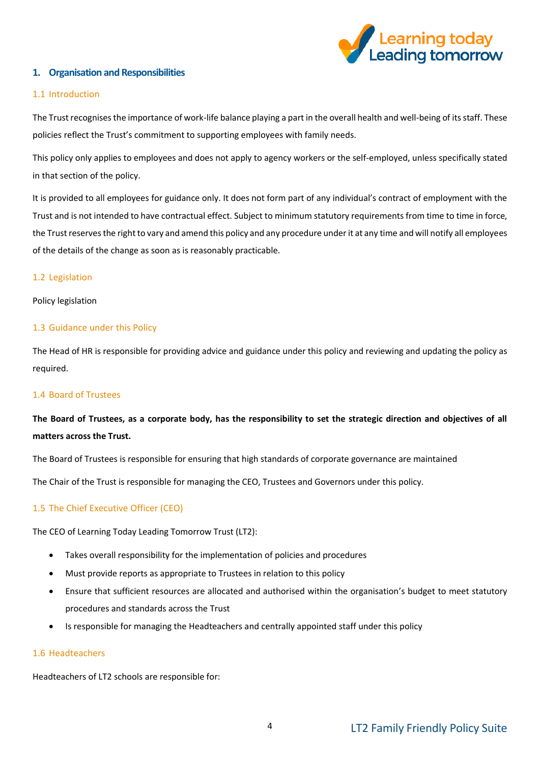## 1. Organisation and Responsibilities

### 1.1 Introduction

The Trust recognises the importance of work-life balance playing a part in the overall health and well-being of its staff. These policies reflect the Trust's commitment to supporting employees with family needs.

This policy only applies to employees and does not apply to agency workers or the self-employed, unless specifically stated in that section of the policy.

It is provided to all employees for guidance only. It does not form part of any individual's contract of employment with the Trust and is not intended to have contractual effect. Subject to minimum statutory requirements from time to time in force, the Trust reserves the right to vary and amend this policy and any procedure under it at any time and will notify all employees of the details of the change as soon as is reasonably practicable.

### 1.2 Legislation

Policy legislation

### 1.3 Guidance under this Policy

The Head of HR is responsible for providing advice and guidance under this policy and reviewing and updating the policy as required.

### 1.4 Board of Trustees

**The Board of Trustees, as a corporate body, has the responsibility to set the strategic direction and objectives of all matters across the Trust.**

The Board of Trustees is responsible for ensuring that high standards of corporate governance are maintained

The Chair of the Trust is responsible for managing the CEO, Trustees and Governors under this policy.

### 1.5 The Chief Executive Officer (CEO)

The CEO of Learning Today Leading Tomorrow Trust (LT2):

- Takes overall responsibility for the implementation of policies and procedures
- Must provide reports as appropriate to Trustees in relation to this policy
- Ensure that sufficient resources are allocated and authorised within the organisation's budget to meet statutory procedures and standards across the Trust
- Is responsible for managing the Headteachers and centrally appointed staff under this policy

### 1.6 Headteachers

Headteachers of LT2 schools are responsible for: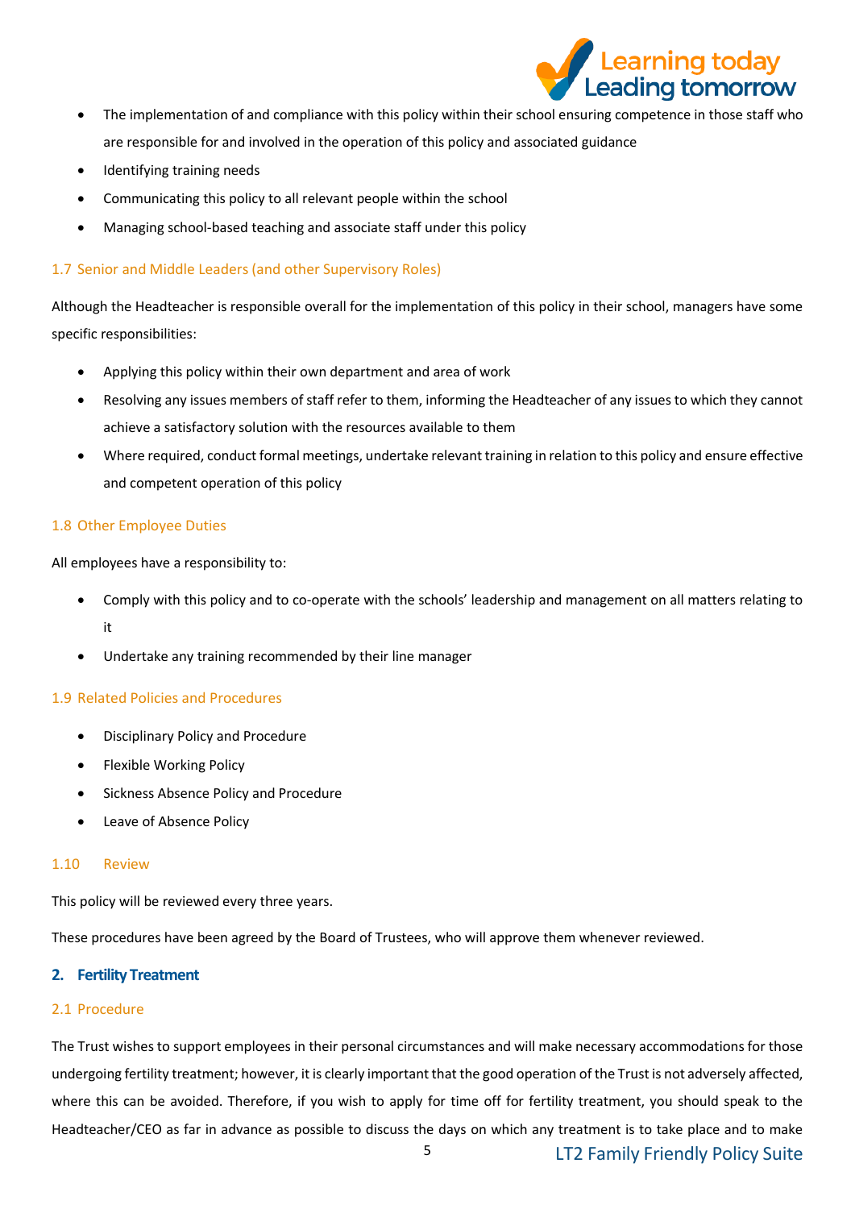- The implementation of and compliance with this policy within their school ensuring competence in those staff who are responsible for and involved in the operation of this policy and associated guidance
- Identifying training needs
- Communicating this policy to all relevant people within the school
- Managing school-based teaching and associate staff under this policy

### 1.7 Senior and Middle Leaders (and other Supervisory Roles)

Although the Headteacher is responsible overall for the implementation of this policy in their school, managers have some specific responsibilities:

- Applying this policy within their own department and area of work
- Resolving any issues members of staff refer to them, informing the Headteacher of any issues to which they cannot achieve a satisfactory solution with the resources available to them
- Where required, conduct formal meetings, undertake relevant training in relation to this policy and ensure effective and competent operation of this policy

### 1.8 Other Employee Duties

All employees have a responsibility to:

- Comply with this policy and to co-operate with the schools' leadership and management on all matters relating to it
- Undertake any training recommended by their line manager

### 1.9 Related Policies and Procedures

- Disciplinary Policy and Procedure
- Flexible Working Policy
- Sickness Absence Policy and Procedure
- Leave of Absence Policy

### 1.10 Review

This policy will be reviewed every three years.

These procedures have been agreed by the Board of Trustees, who will approve them whenever reviewed.

## 2. Fertility Treatment

### 2.1 Procedure

The Trust wishes to support employees in their personal circumstances and will make necessary accommodations for those undergoing fertility treatment; however, it is clearly important that the good operation of the Trust is not adversely affected, where this can be avoided. Therefore, if you wish to apply for time off for fertility treatment, you should speak to the Headteacher/CEO as far in advance as possible to discuss the days on which any treatment is to take place and to make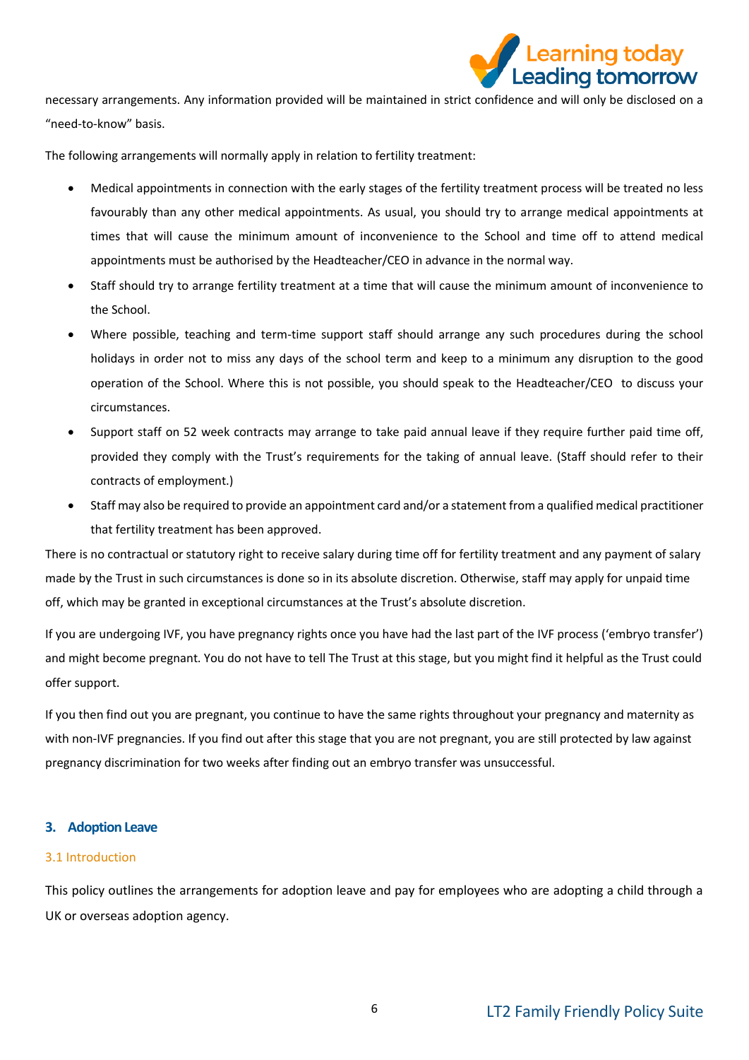necessary arrangements. Any information provided will be maintained in strict confidence and will only be disclosed on a "need-to-know" basis.

The following arrangements will normally apply in relation to fertility treatment:

- Medical appointments in connection with the early stages of the fertility treatment process will be treated no less favourably than any other medical appointments. As usual, you should try to arrange medical appointments at times that will cause the minimum amount of inconvenience to the School and time off to attend medical appointments must be authorised by the Headteacher/CEO in advance in the normal way.
- Staff should try to arrange fertility treatment at a time that will cause the minimum amount of inconvenience to the School.
- Where possible, teaching and term-time support staff should arrange any such procedures during the school holidays in order not to miss any days of the school term and keep to a minimum any disruption to the good operation of the School. Where this is not possible, you should speak to the Headteacher/CEO to discuss your circumstances.
- Support staff on 52 week contracts may arrange to take paid annual leave if they require further paid time off, provided they comply with the Trust's requirements for the taking of annual leave. (Staff should refer to their contracts of employment.)
- Staff may also be required to provide an appointment card and/or a statement from a qualified medical practitioner that fertility treatment has been approved.

There is no contractual or statutory right to receive salary during time off for fertility treatment and any payment of salary made by the Trust in such circumstances is done so in its absolute discretion. Otherwise, staff may apply for unpaid time off, which may be granted in exceptional circumstances at the Trust's absolute discretion.

If you are undergoing IVF, you have pregnancy rights once you have had the last part of the IVF process ('embryo transfer') and might become pregnant. You do not have to tell The Trust at this stage, but you might find it helpful as the Trust could offer support.

If you then find out you are pregnant, you continue to have the same rights throughout your pregnancy and maternity as with non-IVF pregnancies. If you find out after this stage that you are not pregnant, you are still protected by law against pregnancy discrimination for two weeks after finding out an embryo transfer was unsuccessful.

## 3. Adoption Leave

### 3.1 Introduction

This policy outlines the arrangements for adoption leave and pay for employees who are adopting a child through a UK or overseas adoption agency.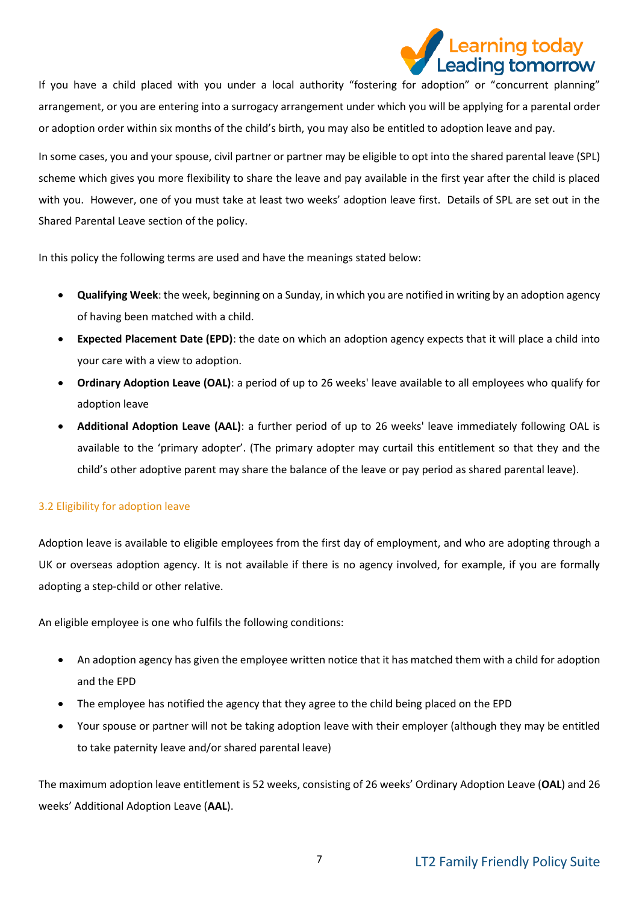If you have a child placed with you under a local authority "fostering for adoption" or "concurrent planning" arrangement, or you are entering into a surrogacy arrangement under which you will be applying for a parental order or adoption order within six months of the child's birth, you may also be entitled to adoption leave and pay.

In some cases, you and your spouse, civil partner or partner may be eligible to opt into the shared parental leave (SPL) scheme which gives you more flexibility to share the leave and pay available in the first year after the child is placed with you. However, one of you must take at least two weeks' adoption leave first. Details of SPL are set out in the Shared Parental Leave section of the policy.

In this policy the following terms are used and have the meanings stated below:

- **Qualifying Week**: the week, beginning on a Sunday, in which you are notified in writing by an adoption agency of having been matched with a child.
- **Expected Placement Date (EPD)**: the date on which an adoption agency expects that it will place a child into your care with a view to adoption.
- **Ordinary Adoption Leave (OAL)**: a period of up to 26 weeks' leave available to all employees who qualify for adoption leave
- **Additional Adoption Leave (AAL)**: a further period of up to 26 weeks' leave immediately following OAL is available to the 'primary adopter'. (The primary adopter may curtail this entitlement so that they and the child's other adoptive parent may share the balance of the leave or pay period as shared parental leave).

### 3.2 Eligibility for adoption leave

Adoption leave is available to eligible employees from the first day of employment, and who are adopting through a UK or overseas adoption agency. It is not available if there is no agency involved, for example, if you are formally adopting a step-child or other relative.

An eligible employee is one who fulfils the following conditions:

- An adoption agency has given the employee written notice that it has matched them with a child for adoption and the EPD
- The employee has notified the agency that they agree to the child being placed on the EPD
- Your spouse or partner will not be taking adoption leave with their employer (although they may be entitled to take paternity leave and/or shared parental leave)

The maximum adoption leave entitlement is 52 weeks, consisting of 26 weeks' Ordinary Adoption Leave (**OAL**) and 26 weeks' Additional Adoption Leave (**AAL**).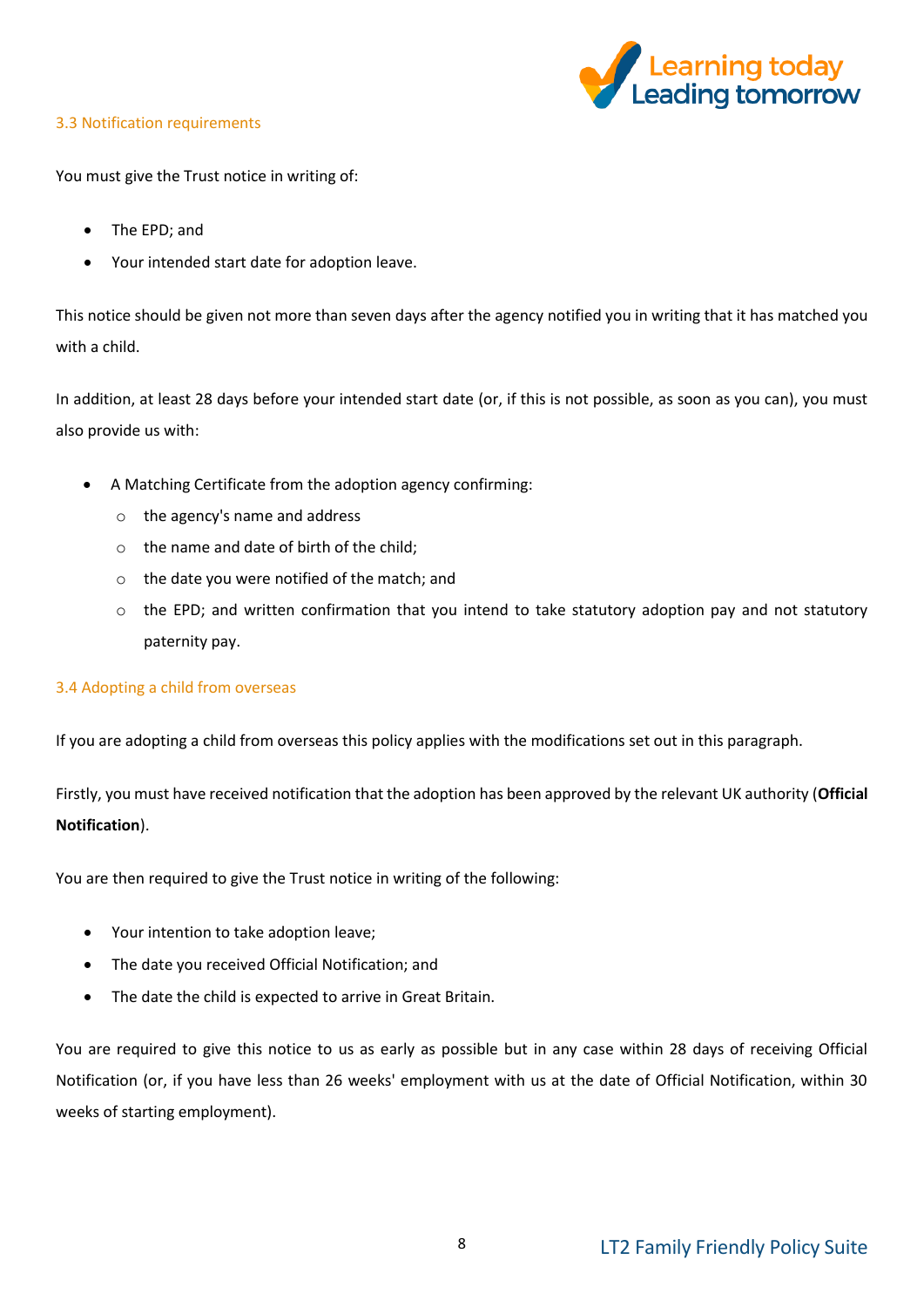### 3.3 Notification requirements

You must give the Trust notice in writing of:

- The EPD; and
- Your intended start date for adoption leave.

This notice should be given not more than seven days after the agency notified you in writing that it has matched you with a child.

In addition, at least 28 days before your intended start date (or, if this is not possible, as soon as you can), you must also provide us with:

- A Matching Certificate from the adoption agency confirming:
  - the agency's name and address
  - the name and date of birth of the child;
  - the date you were notified of the match; and
  - the EPD; and written confirmation that you intend to take statutory adoption pay and not statutory paternity pay.

### 3.4 Adopting a child from overseas

If you are adopting a child from overseas this policy applies with the modifications set out in this paragraph.

Firstly, you must have received notification that the adoption has been approved by the relevant UK authority (**Official Notification**).

You are then required to give the Trust notice in writing of the following:

- Your intention to take adoption leave;
- The date you received Official Notification; and
- The date the child is expected to arrive in Great Britain.

You are required to give this notice to us as early as possible but in any case within 28 days of receiving Official Notification (or, if you have less than 26 weeks' employment with us at the date of Official Notification, within 30 weeks of starting employment).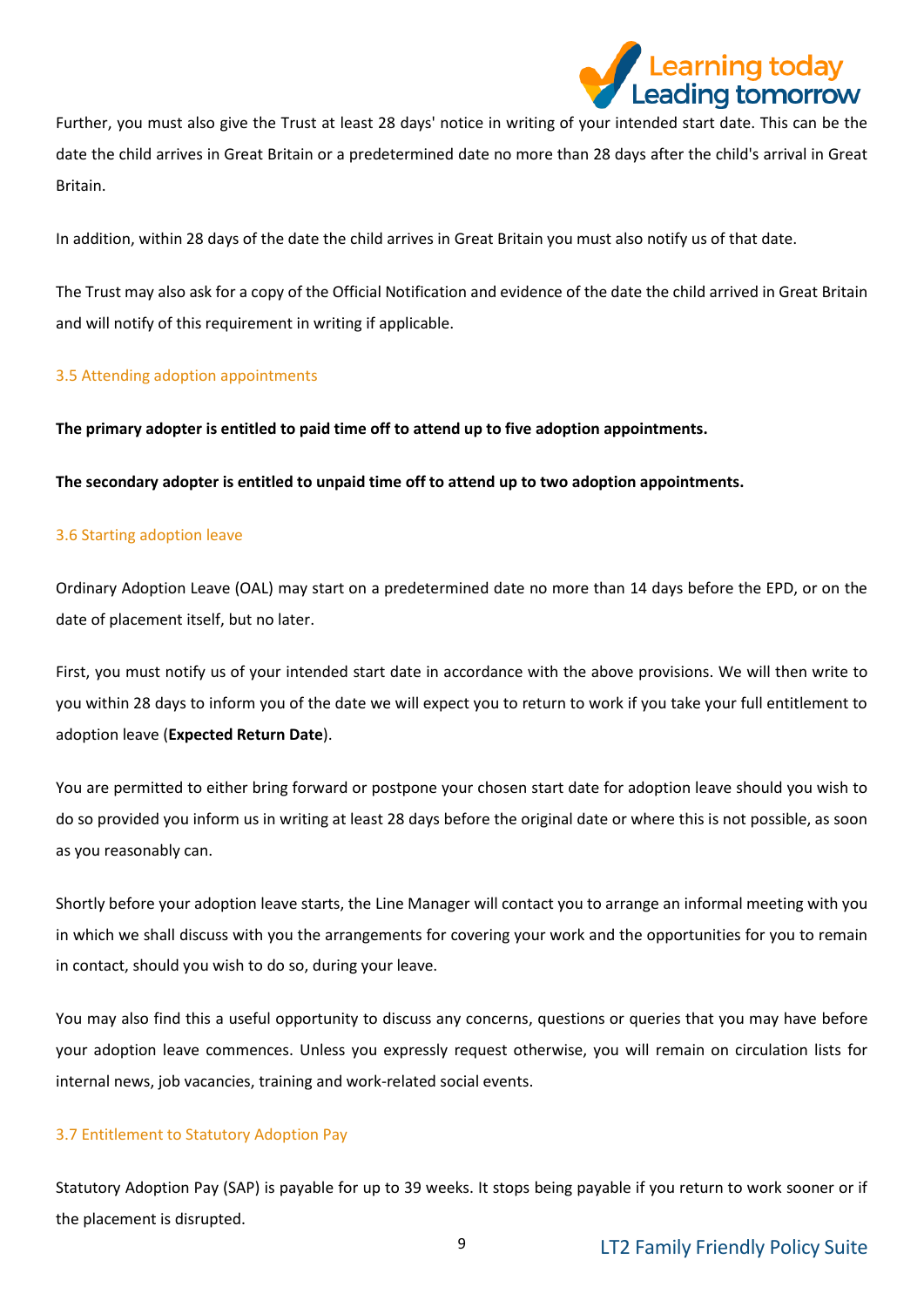Further, you must also give the Trust at least 28 days' notice in writing of your intended start date. This can be the date the child arrives in Great Britain or a predetermined date no more than 28 days after the child's arrival in Great Britain.

In addition, within 28 days of the date the child arrives in Great Britain you must also notify us of that date.

The Trust may also ask for a copy of the Official Notification and evidence of the date the child arrived in Great Britain and will notify of this requirement in writing if applicable.

### 3.5 Attending adoption appointments

**The primary adopter is entitled to paid time off to attend up to five adoption appointments.**

**The secondary adopter is entitled to unpaid time off to attend up to two adoption appointments.**

### 3.6 Starting adoption leave

Ordinary Adoption Leave (OAL) may start on a predetermined date no more than 14 days before the EPD, or on the date of placement itself, but no later.

First, you must notify us of your intended start date in accordance with the above provisions. We will then write to you within 28 days to inform you of the date we will expect you to return to work if you take your full entitlement to adoption leave (**Expected Return Date**).

You are permitted to either bring forward or postpone your chosen start date for adoption leave should you wish to do so provided you inform us in writing at least 28 days before the original date or where this is not possible, as soon as you reasonably can.

Shortly before your adoption leave starts, the Line Manager will contact you to arrange an informal meeting with you in which we shall discuss with you the arrangements for covering your work and the opportunities for you to remain in contact, should you wish to do so, during your leave.

You may also find this a useful opportunity to discuss any concerns, questions or queries that you may have before your adoption leave commences. Unless you expressly request otherwise, you will remain on circulation lists for internal news, job vacancies, training and work-related social events.

### 3.7 Entitlement to Statutory Adoption Pay

Statutory Adoption Pay (SAP) is payable for up to 39 weeks. It stops being payable if you return to work sooner or if the placement is disrupted.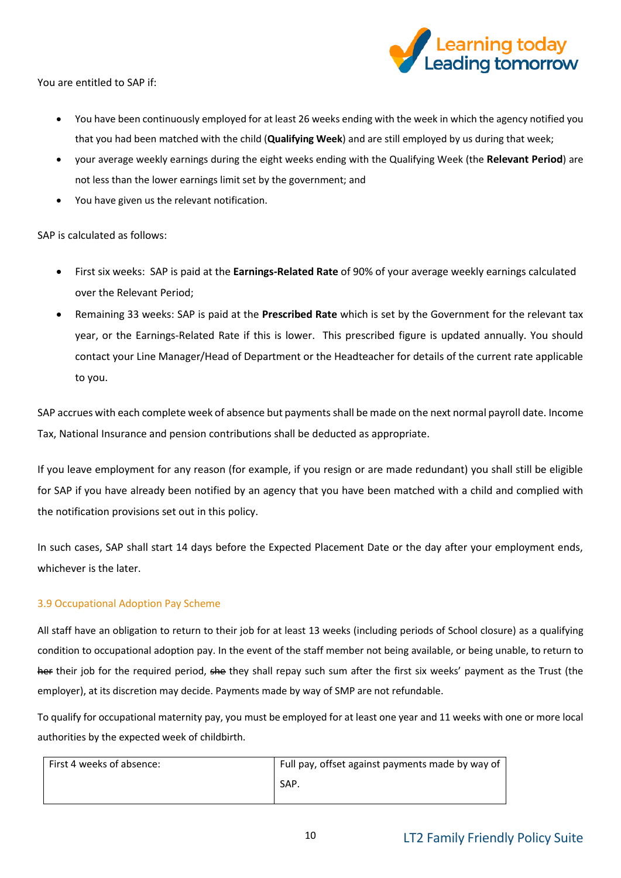You are entitled to SAP if:

- You have been continuously employed for at least 26 weeks ending with the week in which the agency notified you that you had been matched with the child (**Qualifying Week**) and are still employed by us during that week;
- your average weekly earnings during the eight weeks ending with the Qualifying Week (the **Relevant Period**) are not less than the lower earnings limit set by the government; and
- You have given us the relevant notification.

SAP is calculated as follows:

- First six weeks: SAP is paid at the **Earnings-Related Rate** of 90% of your average weekly earnings calculated over the Relevant Period;
- Remaining 33 weeks: SAP is paid at the **Prescribed Rate** which is set by the Government for the relevant tax year, or the Earnings-Related Rate if this is lower. This prescribed figure is updated annually. You should contact your Line Manager/Head of Department or the Headteacher for details of the current rate applicable to you.

SAP accrues with each complete week of absence but payments shall be made on the next normal payroll date. Income Tax, National Insurance and pension contributions shall be deducted as appropriate.

If you leave employment for any reason (for example, if you resign or are made redundant) you shall still be eligible for SAP if you have already been notified by an agency that you have been matched with a child and complied with the notification provisions set out in this policy.

In such cases, SAP shall start 14 days before the Expected Placement Date or the day after your employment ends, whichever is the later.

### 3.9 Occupational Adoption Pay Scheme

All staff have an obligation to return to their job for at least 13 weeks (including periods of School closure) as a qualifying condition to occupational adoption pay. In the event of the staff member not being available, or being unable, to return to ~~her~~ their job for the required period, ~~she~~ they shall repay such sum after the first six weeks' payment as the Trust (the employer), at its discretion may decide. Payments made by way of SMP are not refundable.

To qualify for occupational maternity pay, you must be employed for at least one year and 11 weeks with one or more local authorities by the expected week of childbirth.

| First 4 weeks of absence: | Full pay, offset against payments made by way of SAP. |
|---|---|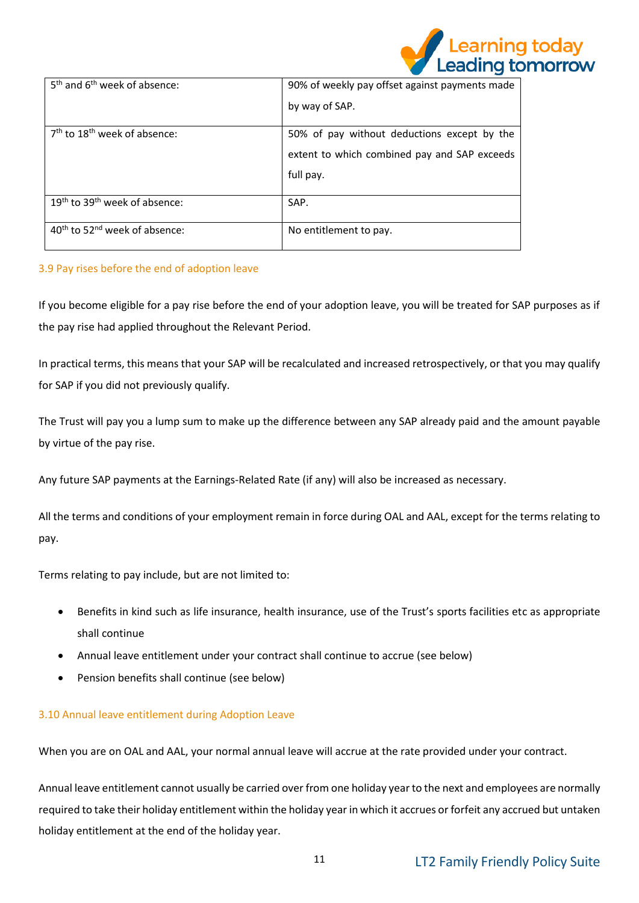| | |
|---|---|
| 5th and 6th week of absence: | 90% of weekly pay offset against payments made by way of SAP. |
| 7th to 18th week of absence: | 50% of pay without deductions except by the extent to which combined pay and SAP exceeds full pay. |
| 19th to 39th week of absence: | SAP. |
| 40th to 52nd week of absence: | No entitlement to pay. |

### 3.9 Pay rises before the end of adoption leave

If you become eligible for a pay rise before the end of your adoption leave, you will be treated for SAP purposes as if the pay rise had applied throughout the Relevant Period.

In practical terms, this means that your SAP will be recalculated and increased retrospectively, or that you may qualify for SAP if you did not previously qualify.

The Trust will pay you a lump sum to make up the difference between any SAP already paid and the amount payable by virtue of the pay rise.

Any future SAP payments at the Earnings-Related Rate (if any) will also be increased as necessary.

All the terms and conditions of your employment remain in force during OAL and AAL, except for the terms relating to pay.

Terms relating to pay include, but are not limited to:

- Benefits in kind such as life insurance, health insurance, use of the Trust's sports facilities etc as appropriate shall continue
- Annual leave entitlement under your contract shall continue to accrue (see below)
- Pension benefits shall continue (see below)

### 3.10 Annual leave entitlement during Adoption Leave

When you are on OAL and AAL, your normal annual leave will accrue at the rate provided under your contract.

Annual leave entitlement cannot usually be carried over from one holiday year to the next and employees are normally required to take their holiday entitlement within the holiday year in which it accrues or forfeit any accrued but untaken holiday entitlement at the end of the holiday year.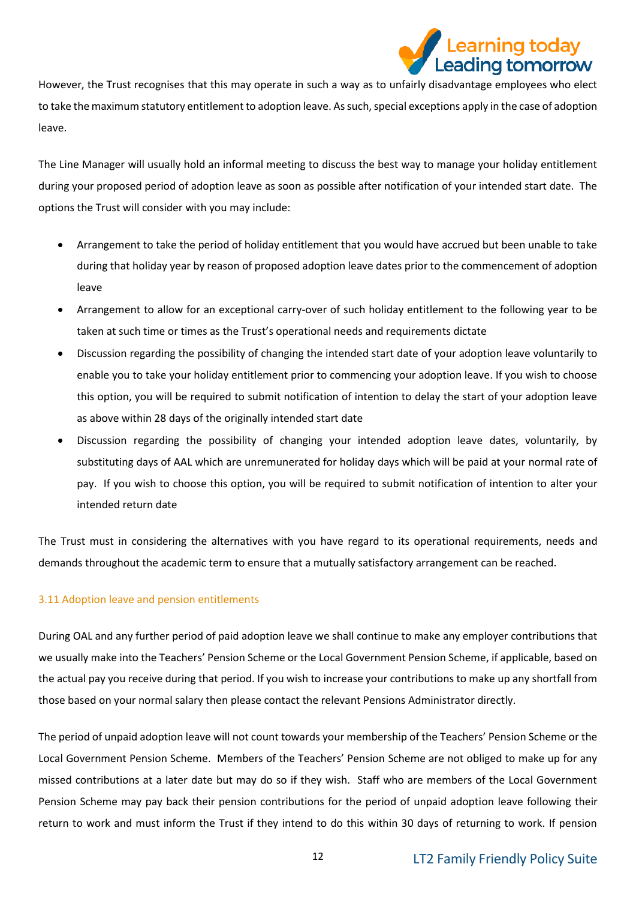However, the Trust recognises that this may operate in such a way as to unfairly disadvantage employees who elect to take the maximum statutory entitlement to adoption leave. As such, special exceptions apply in the case of adoption leave.

The Line Manager will usually hold an informal meeting to discuss the best way to manage your holiday entitlement during your proposed period of adoption leave as soon as possible after notification of your intended start date. The options the Trust will consider with you may include:

- Arrangement to take the period of holiday entitlement that you would have accrued but been unable to take during that holiday year by reason of proposed adoption leave dates prior to the commencement of adoption leave
- Arrangement to allow for an exceptional carry-over of such holiday entitlement to the following year to be taken at such time or times as the Trust's operational needs and requirements dictate
- Discussion regarding the possibility of changing the intended start date of your adoption leave voluntarily to enable you to take your holiday entitlement prior to commencing your adoption leave. If you wish to choose this option, you will be required to submit notification of intention to delay the start of your adoption leave as above within 28 days of the originally intended start date
- Discussion regarding the possibility of changing your intended adoption leave dates, voluntarily, by substituting days of AAL which are unremunerated for holiday days which will be paid at your normal rate of pay. If you wish to choose this option, you will be required to submit notification of intention to alter your intended return date

The Trust must in considering the alternatives with you have regard to its operational requirements, needs and demands throughout the academic term to ensure that a mutually satisfactory arrangement can be reached.

### 3.11 Adoption leave and pension entitlements

During OAL and any further period of paid adoption leave we shall continue to make any employer contributions that we usually make into the Teachers' Pension Scheme or the Local Government Pension Scheme, if applicable, based on the actual pay you receive during that period. If you wish to increase your contributions to make up any shortfall from those based on your normal salary then please contact the relevant Pensions Administrator directly.

The period of unpaid adoption leave will not count towards your membership of the Teachers' Pension Scheme or the Local Government Pension Scheme. Members of the Teachers' Pension Scheme are not obliged to make up for any missed contributions at a later date but may do so if they wish. Staff who are members of the Local Government Pension Scheme may pay back their pension contributions for the period of unpaid adoption leave following their return to work and must inform the Trust if they intend to do this within 30 days of returning to work. If pension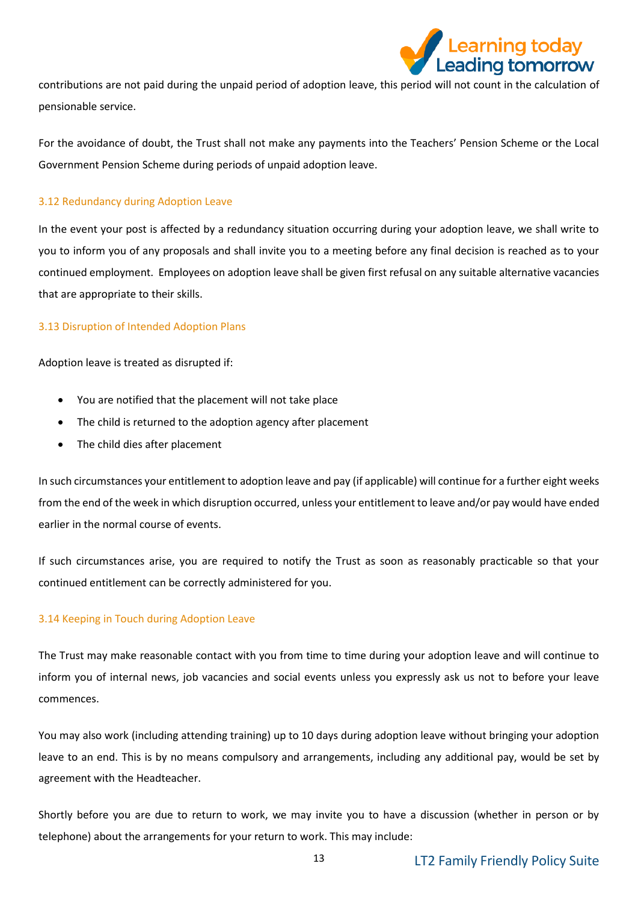contributions are not paid during the unpaid period of adoption leave, this period will not count in the calculation of pensionable service.

For the avoidance of doubt, the Trust shall not make any payments into the Teachers' Pension Scheme or the Local Government Pension Scheme during periods of unpaid adoption leave.

### 3.12 Redundancy during Adoption Leave

In the event your post is affected by a redundancy situation occurring during your adoption leave, we shall write to you to inform you of any proposals and shall invite you to a meeting before any final decision is reached as to your continued employment. Employees on adoption leave shall be given first refusal on any suitable alternative vacancies that are appropriate to their skills.

### 3.13 Disruption of Intended Adoption Plans

Adoption leave is treated as disrupted if:

- You are notified that the placement will not take place
- The child is returned to the adoption agency after placement
- The child dies after placement

In such circumstances your entitlement to adoption leave and pay (if applicable) will continue for a further eight weeks from the end of the week in which disruption occurred, unless your entitlement to leave and/or pay would have ended earlier in the normal course of events.

If such circumstances arise, you are required to notify the Trust as soon as reasonably practicable so that your continued entitlement can be correctly administered for you.

### 3.14 Keeping in Touch during Adoption Leave

The Trust may make reasonable contact with you from time to time during your adoption leave and will continue to inform you of internal news, job vacancies and social events unless you expressly ask us not to before your leave commences.

You may also work (including attending training) up to 10 days during adoption leave without bringing your adoption leave to an end. This is by no means compulsory and arrangements, including any additional pay, would be set by agreement with the Headteacher.

Shortly before you are due to return to work, we may invite you to have a discussion (whether in person or by telephone) about the arrangements for your return to work. This may include: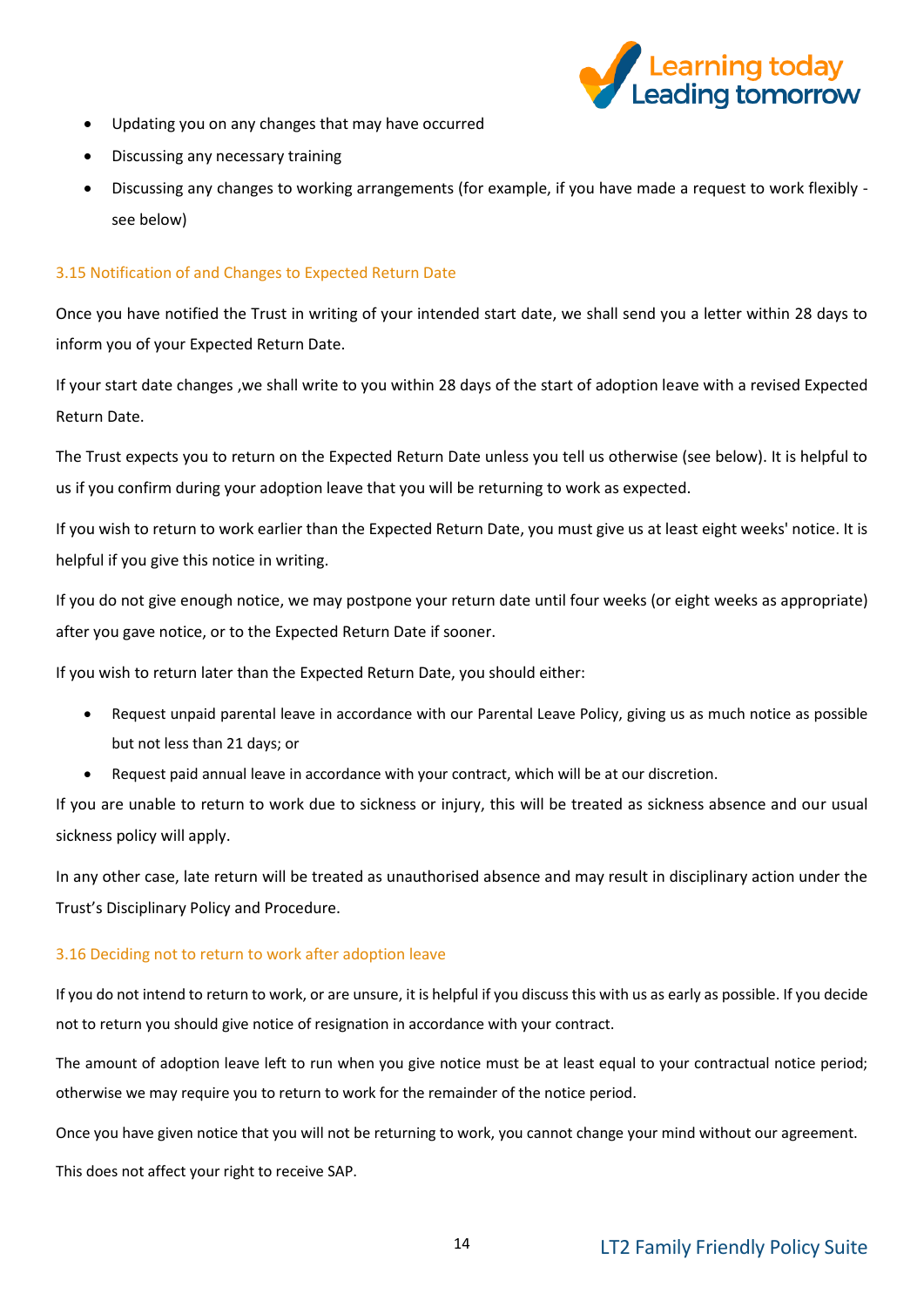- Updating you on any changes that may have occurred
- Discussing any necessary training
- Discussing any changes to working arrangements (for example, if you have made a request to work flexibly - see below)

### 3.15 Notification of and Changes to Expected Return Date

Once you have notified the Trust in writing of your intended start date, we shall send you a letter within 28 days to inform you of your Expected Return Date.

If your start date changes ,we shall write to you within 28 days of the start of adoption leave with a revised Expected Return Date.

The Trust expects you to return on the Expected Return Date unless you tell us otherwise (see below). It is helpful to us if you confirm during your adoption leave that you will be returning to work as expected.

If you wish to return to work earlier than the Expected Return Date, you must give us at least eight weeks' notice. It is helpful if you give this notice in writing.

If you do not give enough notice, we may postpone your return date until four weeks (or eight weeks as appropriate) after you gave notice, or to the Expected Return Date if sooner.

If you wish to return later than the Expected Return Date, you should either:

- Request unpaid parental leave in accordance with our Parental Leave Policy, giving us as much notice as possible but not less than 21 days; or
- Request paid annual leave in accordance with your contract, which will be at our discretion.

If you are unable to return to work due to sickness or injury, this will be treated as sickness absence and our usual sickness policy will apply.

In any other case, late return will be treated as unauthorised absence and may result in disciplinary action under the Trust's Disciplinary Policy and Procedure.

### 3.16 Deciding not to return to work after adoption leave

If you do not intend to return to work, or are unsure, it is helpful if you discuss this with us as early as possible. If you decide not to return you should give notice of resignation in accordance with your contract.

The amount of adoption leave left to run when you give notice must be at least equal to your contractual notice period; otherwise we may require you to return to work for the remainder of the notice period.

Once you have given notice that you will not be returning to work, you cannot change your mind without our agreement.

This does not affect your right to receive SAP.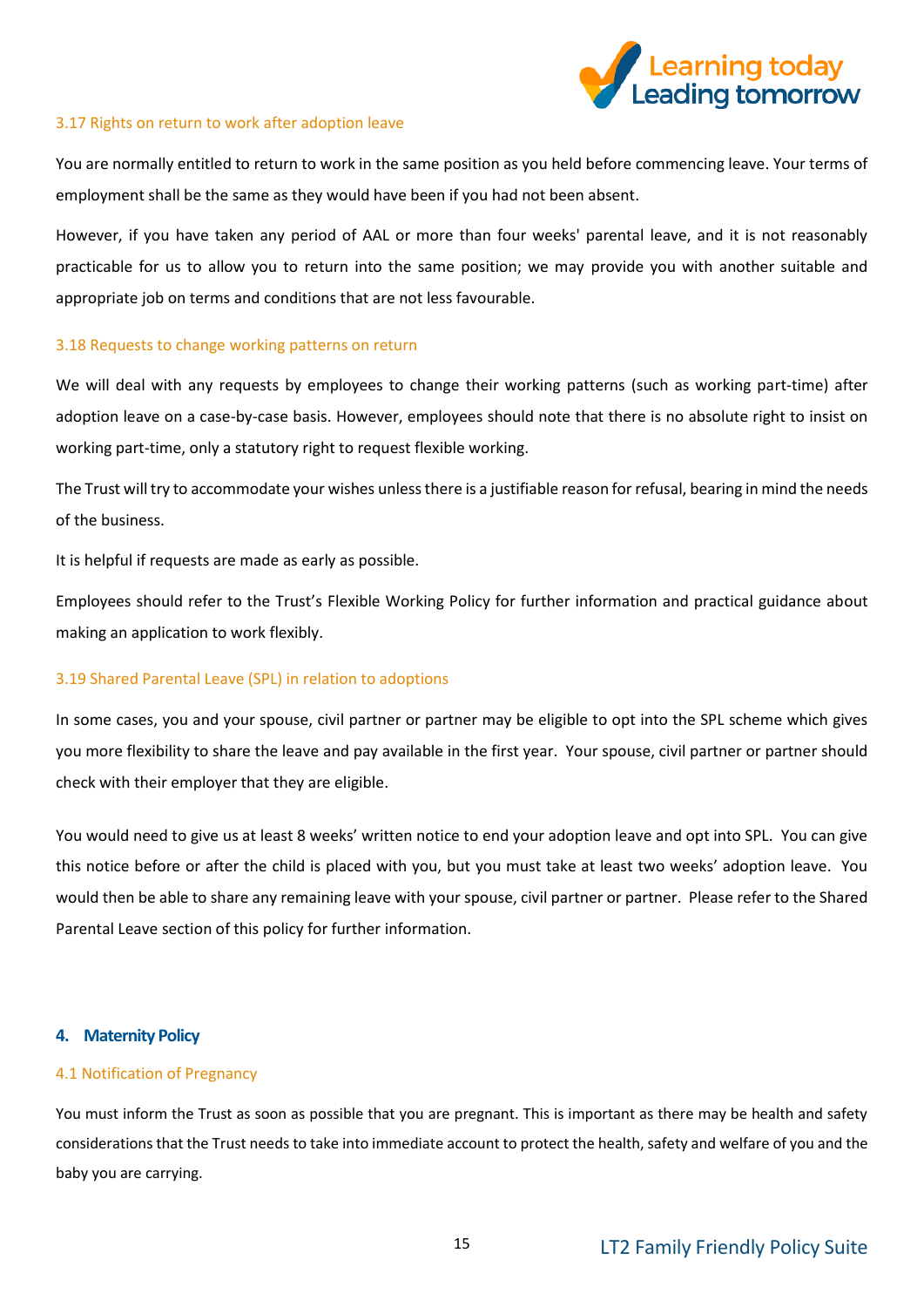### 3.17 Rights on return to work after adoption leave

You are normally entitled to return to work in the same position as you held before commencing leave. Your terms of employment shall be the same as they would have been if you had not been absent.

However, if you have taken any period of AAL or more than four weeks' parental leave, and it is not reasonably practicable for us to allow you to return into the same position; we may provide you with another suitable and appropriate job on terms and conditions that are not less favourable.

### 3.18 Requests to change working patterns on return

We will deal with any requests by employees to change their working patterns (such as working part-time) after adoption leave on a case-by-case basis. However, employees should note that there is no absolute right to insist on working part-time, only a statutory right to request flexible working.

The Trust will try to accommodate your wishes unless there is a justifiable reason for refusal, bearing in mind the needs of the business.

It is helpful if requests are made as early as possible.

Employees should refer to the Trust's Flexible Working Policy for further information and practical guidance about making an application to work flexibly.

### 3.19 Shared Parental Leave (SPL) in relation to adoptions

In some cases, you and your spouse, civil partner or partner may be eligible to opt into the SPL scheme which gives you more flexibility to share the leave and pay available in the first year. Your spouse, civil partner or partner should check with their employer that they are eligible.

You would need to give us at least 8 weeks' written notice to end your adoption leave and opt into SPL. You can give this notice before or after the child is placed with you, but you must take at least two weeks' adoption leave. You would then be able to share any remaining leave with your spouse, civil partner or partner. Please refer to the Shared Parental Leave section of this policy for further information.

## 4. Maternity Policy

### 4.1 Notification of Pregnancy

You must inform the Trust as soon as possible that you are pregnant. This is important as there may be health and safety considerations that the Trust needs to take into immediate account to protect the health, safety and welfare of you and the baby you are carrying.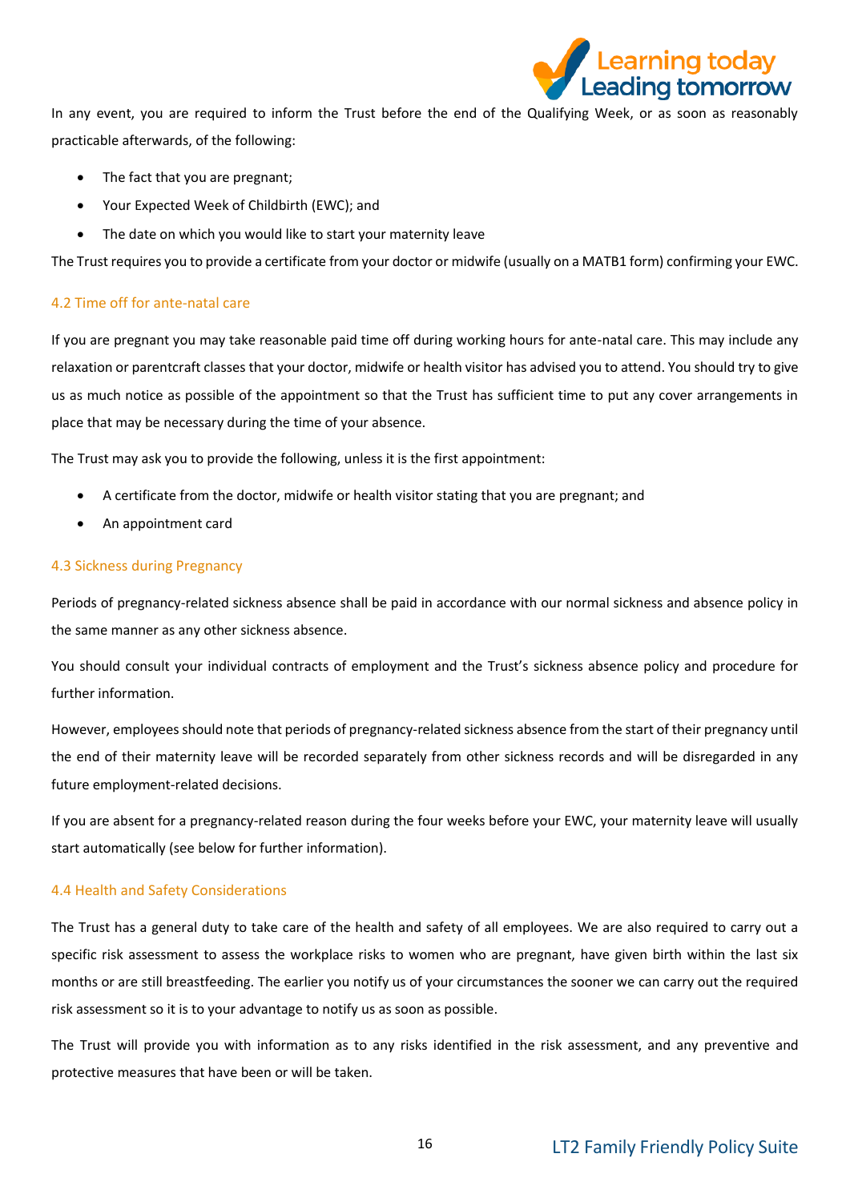In any event, you are required to inform the Trust before the end of the Qualifying Week, or as soon as reasonably practicable afterwards, of the following:

- The fact that you are pregnant;
- Your Expected Week of Childbirth (EWC); and
- The date on which you would like to start your maternity leave

The Trust requires you to provide a certificate from your doctor or midwife (usually on a MATB1 form) confirming your EWC.

### 4.2 Time off for ante-natal care

If you are pregnant you may take reasonable paid time off during working hours for ante-natal care. This may include any relaxation or parentcraft classes that your doctor, midwife or health visitor has advised you to attend. You should try to give us as much notice as possible of the appointment so that the Trust has sufficient time to put any cover arrangements in place that may be necessary during the time of your absence.

The Trust may ask you to provide the following, unless it is the first appointment:

- A certificate from the doctor, midwife or health visitor stating that you are pregnant; and
- An appointment card

### 4.3 Sickness during Pregnancy

Periods of pregnancy-related sickness absence shall be paid in accordance with our normal sickness and absence policy in the same manner as any other sickness absence.

You should consult your individual contracts of employment and the Trust's sickness absence policy and procedure for further information.

However, employees should note that periods of pregnancy-related sickness absence from the start of their pregnancy until the end of their maternity leave will be recorded separately from other sickness records and will be disregarded in any future employment-related decisions.

If you are absent for a pregnancy-related reason during the four weeks before your EWC, your maternity leave will usually start automatically (see below for further information).

### 4.4 Health and Safety Considerations

The Trust has a general duty to take care of the health and safety of all employees. We are also required to carry out a specific risk assessment to assess the workplace risks to women who are pregnant, have given birth within the last six months or are still breastfeeding. The earlier you notify us of your circumstances the sooner we can carry out the required risk assessment so it is to your advantage to notify us as soon as possible.

The Trust will provide you with information as to any risks identified in the risk assessment, and any preventive and protective measures that have been or will be taken.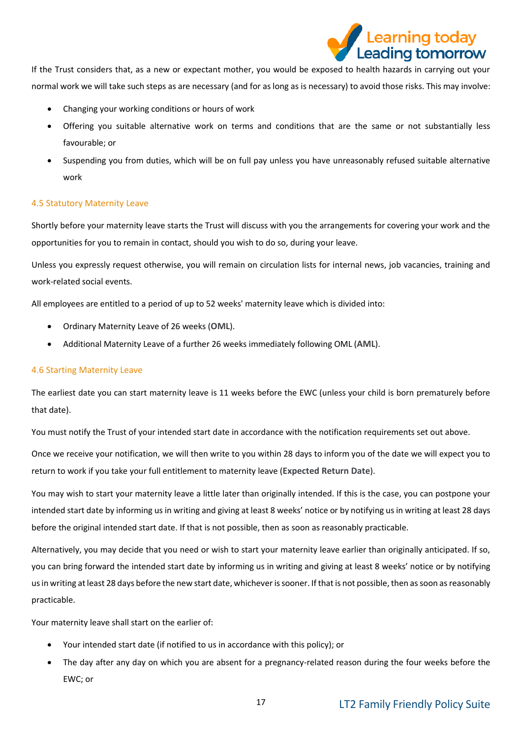If the Trust considers that, as a new or expectant mother, you would be exposed to health hazards in carrying out your normal work we will take such steps as are necessary (and for as long as is necessary) to avoid those risks. This may involve:

- Changing your working conditions or hours of work
- Offering you suitable alternative work on terms and conditions that are the same or not substantially less favourable; or
- Suspending you from duties, which will be on full pay unless you have unreasonably refused suitable alternative work

### 4.5 Statutory Maternity Leave

Shortly before your maternity leave starts the Trust will discuss with you the arrangements for covering your work and the opportunities for you to remain in contact, should you wish to do so, during your leave.

Unless you expressly request otherwise, you will remain on circulation lists for internal news, job vacancies, training and work-related social events.

All employees are entitled to a period of up to 52 weeks' maternity leave which is divided into:

- Ordinary Maternity Leave of 26 weeks (**OML**).
- Additional Maternity Leave of a further 26 weeks immediately following OML (**AML**).

### 4.6 Starting Maternity Leave

The earliest date you can start maternity leave is 11 weeks before the EWC (unless your child is born prematurely before that date).

You must notify the Trust of your intended start date in accordance with the notification requirements set out above.

Once we receive your notification, we will then write to you within 28 days to inform you of the date we will expect you to return to work if you take your full entitlement to maternity leave (**Expected Return Date**).

You may wish to start your maternity leave a little later than originally intended. If this is the case, you can postpone your intended start date by informing us in writing and giving at least 8 weeks' notice or by notifying us in writing at least 28 days before the original intended start date. If that is not possible, then as soon as reasonably practicable.

Alternatively, you may decide that you need or wish to start your maternity leave earlier than originally anticipated. If so, you can bring forward the intended start date by informing us in writing and giving at least 8 weeks' notice or by notifying us in writing at least 28 days before the new start date, whichever is sooner. If that is not possible, then as soon as reasonably practicable.

Your maternity leave shall start on the earlier of:

- Your intended start date (if notified to us in accordance with this policy); or
- The day after any day on which you are absent for a pregnancy-related reason during the four weeks before the EWC; or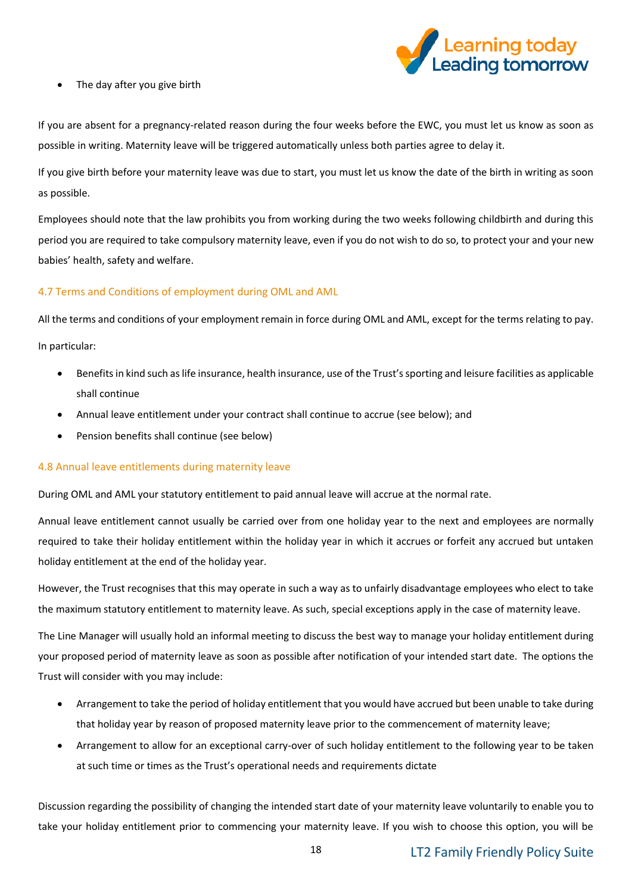- The day after you give birth

If you are absent for a pregnancy-related reason during the four weeks before the EWC, you must let us know as soon as possible in writing. Maternity leave will be triggered automatically unless both parties agree to delay it.

If you give birth before your maternity leave was due to start, you must let us know the date of the birth in writing as soon as possible.

Employees should note that the law prohibits you from working during the two weeks following childbirth and during this period you are required to take compulsory maternity leave, even if you do not wish to do so, to protect your and your new babies' health, safety and welfare.

### 4.7 Terms and Conditions of employment during OML and AML

All the terms and conditions of your employment remain in force during OML and AML, except for the terms relating to pay.

In particular:

- Benefits in kind such as life insurance, health insurance, use of the Trust's sporting and leisure facilities as applicable shall continue
- Annual leave entitlement under your contract shall continue to accrue (see below); and
- Pension benefits shall continue (see below)

### 4.8 Annual leave entitlements during maternity leave

During OML and AML your statutory entitlement to paid annual leave will accrue at the normal rate.

Annual leave entitlement cannot usually be carried over from one holiday year to the next and employees are normally required to take their holiday entitlement within the holiday year in which it accrues or forfeit any accrued but untaken holiday entitlement at the end of the holiday year.

However, the Trust recognises that this may operate in such a way as to unfairly disadvantage employees who elect to take the maximum statutory entitlement to maternity leave. As such, special exceptions apply in the case of maternity leave.

The Line Manager will usually hold an informal meeting to discuss the best way to manage your holiday entitlement during your proposed period of maternity leave as soon as possible after notification of your intended start date. The options the Trust will consider with you may include:

- Arrangement to take the period of holiday entitlement that you would have accrued but been unable to take during that holiday year by reason of proposed maternity leave prior to the commencement of maternity leave;
- Arrangement to allow for an exceptional carry-over of such holiday entitlement to the following year to be taken at such time or times as the Trust's operational needs and requirements dictate

Discussion regarding the possibility of changing the intended start date of your maternity leave voluntarily to enable you to take your holiday entitlement prior to commencing your maternity leave. If you wish to choose this option, you will be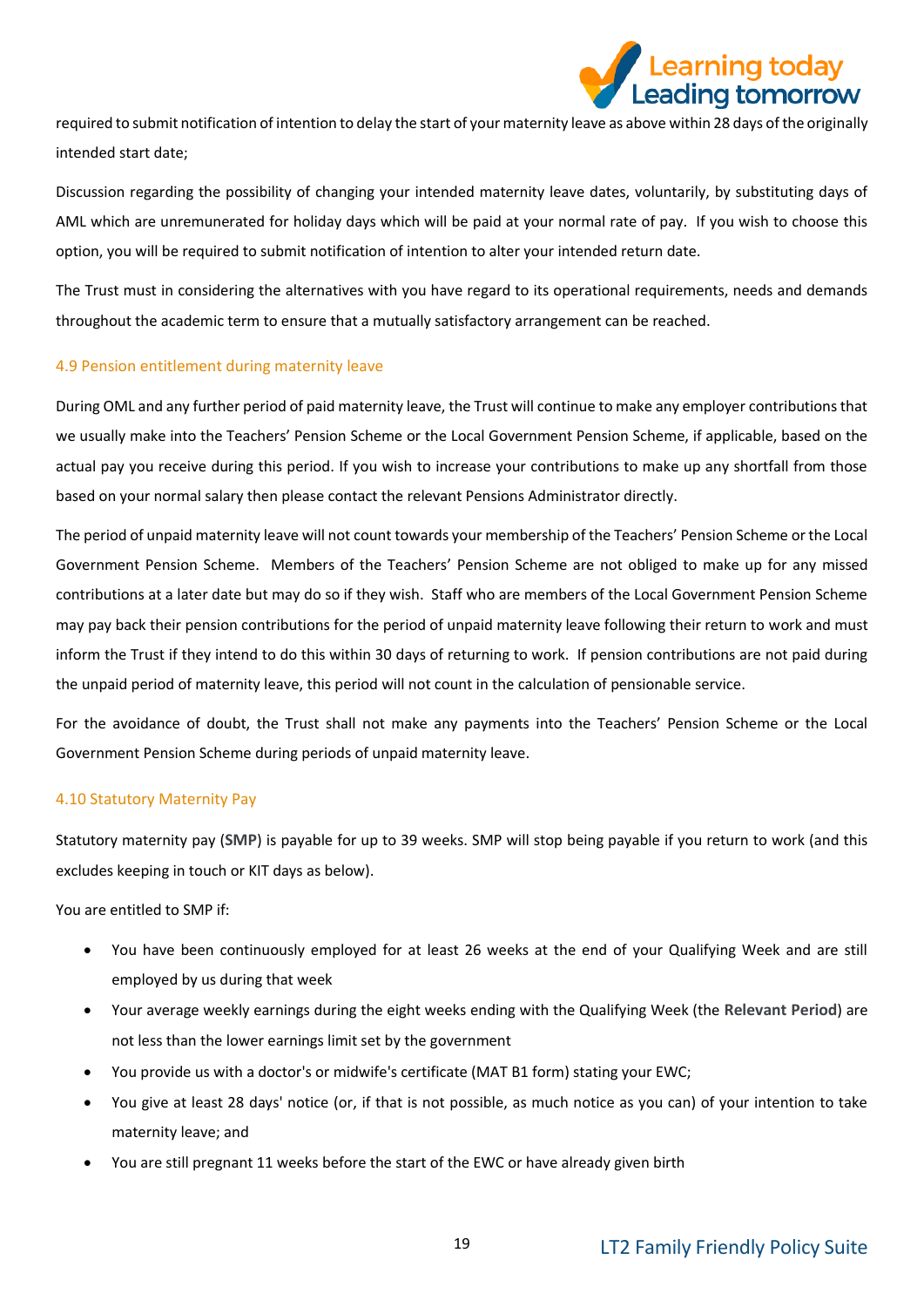required to submit notification of intention to delay the start of your maternity leave as above within 28 days of the originally intended start date;

Discussion regarding the possibility of changing your intended maternity leave dates, voluntarily, by substituting days of AML which are unremunerated for holiday days which will be paid at your normal rate of pay. If you wish to choose this option, you will be required to submit notification of intention to alter your intended return date.

The Trust must in considering the alternatives with you have regard to its operational requirements, needs and demands throughout the academic term to ensure that a mutually satisfactory arrangement can be reached.

### 4.9 Pension entitlement during maternity leave

During OML and any further period of paid maternity leave, the Trust will continue to make any employer contributions that we usually make into the Teachers' Pension Scheme or the Local Government Pension Scheme, if applicable, based on the actual pay you receive during this period. If you wish to increase your contributions to make up any shortfall from those based on your normal salary then please contact the relevant Pensions Administrator directly.

The period of unpaid maternity leave will not count towards your membership of the Teachers' Pension Scheme or the Local Government Pension Scheme. Members of the Teachers' Pension Scheme are not obliged to make up for any missed contributions at a later date but may do so if they wish. Staff who are members of the Local Government Pension Scheme may pay back their pension contributions for the period of unpaid maternity leave following their return to work and must inform the Trust if they intend to do this within 30 days of returning to work. If pension contributions are not paid during the unpaid period of maternity leave, this period will not count in the calculation of pensionable service.

For the avoidance of doubt, the Trust shall not make any payments into the Teachers' Pension Scheme or the Local Government Pension Scheme during periods of unpaid maternity leave.

### 4.10 Statutory Maternity Pay

Statutory maternity pay (**SMP**) is payable for up to 39 weeks. SMP will stop being payable if you return to work (and this excludes keeping in touch or KIT days as below).

You are entitled to SMP if:

- You have been continuously employed for at least 26 weeks at the end of your Qualifying Week and are still employed by us during that week
- Your average weekly earnings during the eight weeks ending with the Qualifying Week (the **Relevant Period**) are not less than the lower earnings limit set by the government
- You provide us with a doctor's or midwife's certificate (MAT B1 form) stating your EWC;
- You give at least 28 days' notice (or, if that is not possible, as much notice as you can) of your intention to take maternity leave; and
- You are still pregnant 11 weeks before the start of the EWC or have already given birth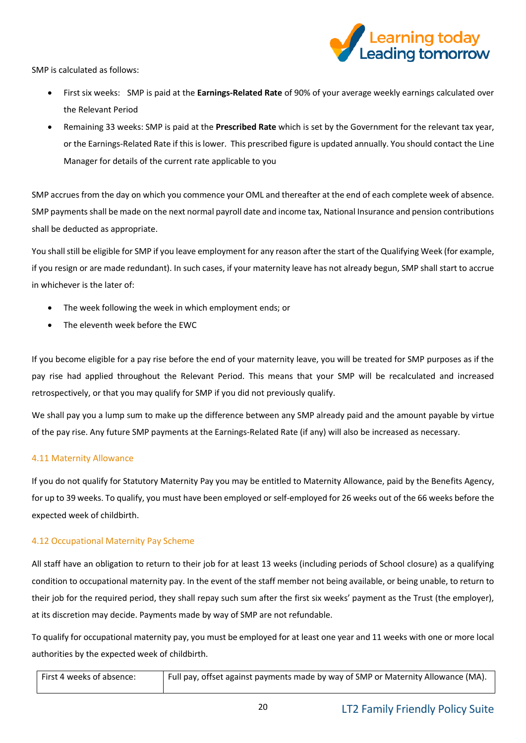SMP is calculated as follows:

- First six weeks: SMP is paid at the **Earnings-Related Rate** of 90% of your average weekly earnings calculated over the Relevant Period
- Remaining 33 weeks: SMP is paid at the **Prescribed Rate** which is set by the Government for the relevant tax year, or the Earnings-Related Rate if this is lower. This prescribed figure is updated annually. You should contact the Line Manager for details of the current rate applicable to you

SMP accrues from the day on which you commence your OML and thereafter at the end of each complete week of absence. SMP payments shall be made on the next normal payroll date and income tax, National Insurance and pension contributions shall be deducted as appropriate.

You shall still be eligible for SMP if you leave employment for any reason after the start of the Qualifying Week (for example, if you resign or are made redundant). In such cases, if your maternity leave has not already begun, SMP shall start to accrue in whichever is the later of:

- The week following the week in which employment ends; or
- The eleventh week before the EWC

If you become eligible for a pay rise before the end of your maternity leave, you will be treated for SMP purposes as if the pay rise had applied throughout the Relevant Period. This means that your SMP will be recalculated and increased retrospectively, or that you may qualify for SMP if you did not previously qualify.

We shall pay you a lump sum to make up the difference between any SMP already paid and the amount payable by virtue of the pay rise. Any future SMP payments at the Earnings-Related Rate (if any) will also be increased as necessary.

### 4.11 Maternity Allowance

If you do not qualify for Statutory Maternity Pay you may be entitled to Maternity Allowance, paid by the Benefits Agency, for up to 39 weeks. To qualify, you must have been employed or self-employed for 26 weeks out of the 66 weeks before the expected week of childbirth.

### 4.12 Occupational Maternity Pay Scheme

All staff have an obligation to return to their job for at least 13 weeks (including periods of School closure) as a qualifying condition to occupational maternity pay. In the event of the staff member not being available, or being unable, to return to their job for the required period, they shall repay such sum after the first six weeks' payment as the Trust (the employer), at its discretion may decide. Payments made by way of SMP are not refundable.

To qualify for occupational maternity pay, you must be employed for at least one year and 11 weeks with one or more local authorities by the expected week of childbirth.

| First 4 weeks of absence: | Full pay, offset against payments made by way of SMP or Maternity Allowance (MA). |
|---|---|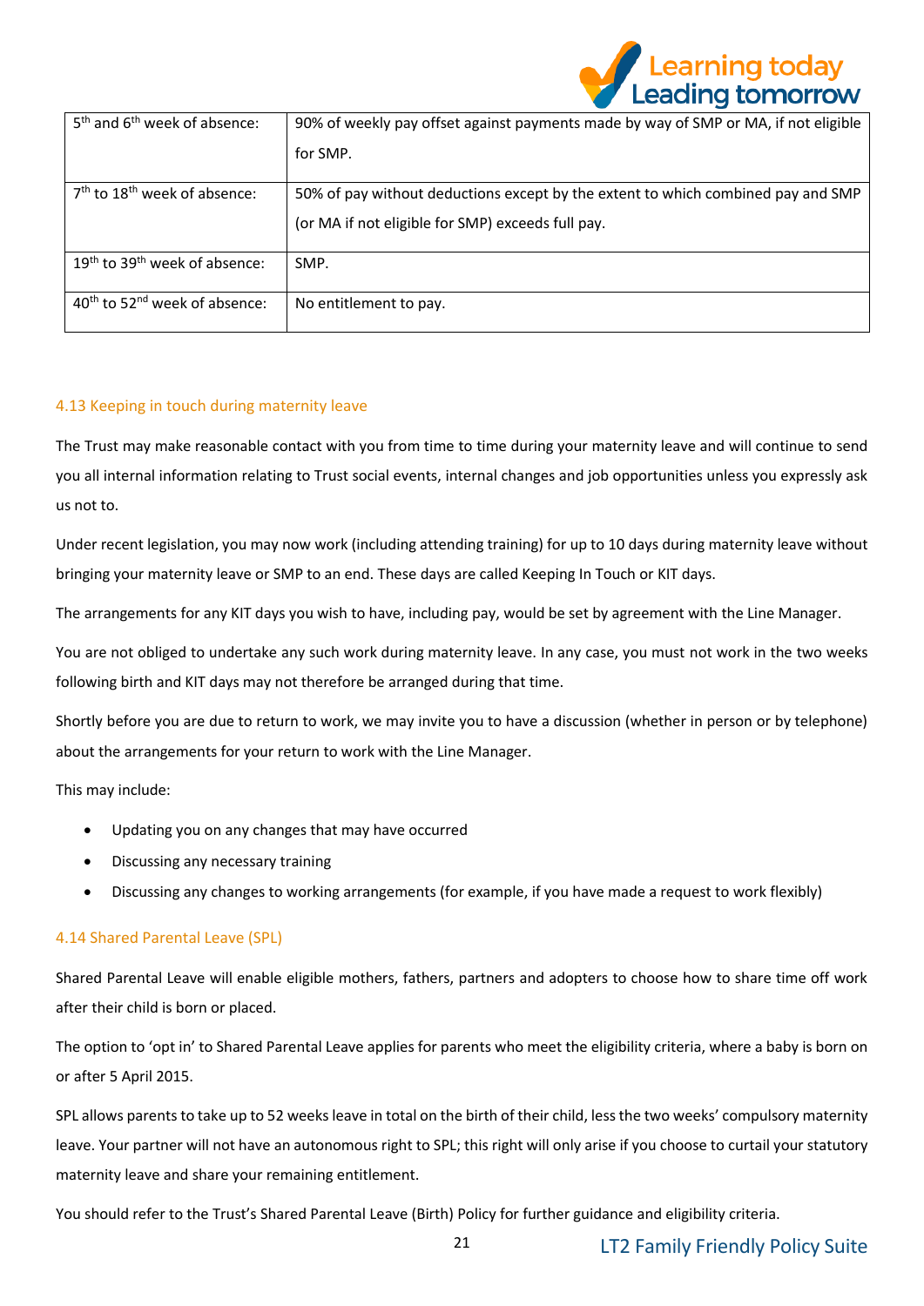| | |
|---|---|
| 5th and 6th week of absence: | 90% of weekly pay offset against payments made by way of SMP or MA, if not eligible for SMP. |
| 7th to 18th week of absence: | 50% of pay without deductions except by the extent to which combined pay and SMP (or MA if not eligible for SMP) exceeds full pay. |
| 19th to 39th week of absence: | SMP. |
| 40th to 52nd week of absence: | No entitlement to pay. |

### 4.13 Keeping in touch during maternity leave

The Trust may make reasonable contact with you from time to time during your maternity leave and will continue to send you all internal information relating to Trust social events, internal changes and job opportunities unless you expressly ask us not to.

Under recent legislation, you may now work (including attending training) for up to 10 days during maternity leave without bringing your maternity leave or SMP to an end. These days are called Keeping In Touch or KIT days.

The arrangements for any KIT days you wish to have, including pay, would be set by agreement with the Line Manager.

You are not obliged to undertake any such work during maternity leave. In any case, you must not work in the two weeks following birth and KIT days may not therefore be arranged during that time.

Shortly before you are due to return to work, we may invite you to have a discussion (whether in person or by telephone) about the arrangements for your return to work with the Line Manager.

This may include:

- Updating you on any changes that may have occurred
- Discussing any necessary training
- Discussing any changes to working arrangements (for example, if you have made a request to work flexibly)

### 4.14 Shared Parental Leave (SPL)

Shared Parental Leave will enable eligible mothers, fathers, partners and adopters to choose how to share time off work after their child is born or placed.

The option to 'opt in' to Shared Parental Leave applies for parents who meet the eligibility criteria, where a baby is born on or after 5 April 2015.

SPL allows parents to take up to 52 weeks leave in total on the birth of their child, less the two weeks' compulsory maternity leave. Your partner will not have an autonomous right to SPL; this right will only arise if you choose to curtail your statutory maternity leave and share your remaining entitlement.

You should refer to the Trust's Shared Parental Leave (Birth) Policy for further guidance and eligibility criteria.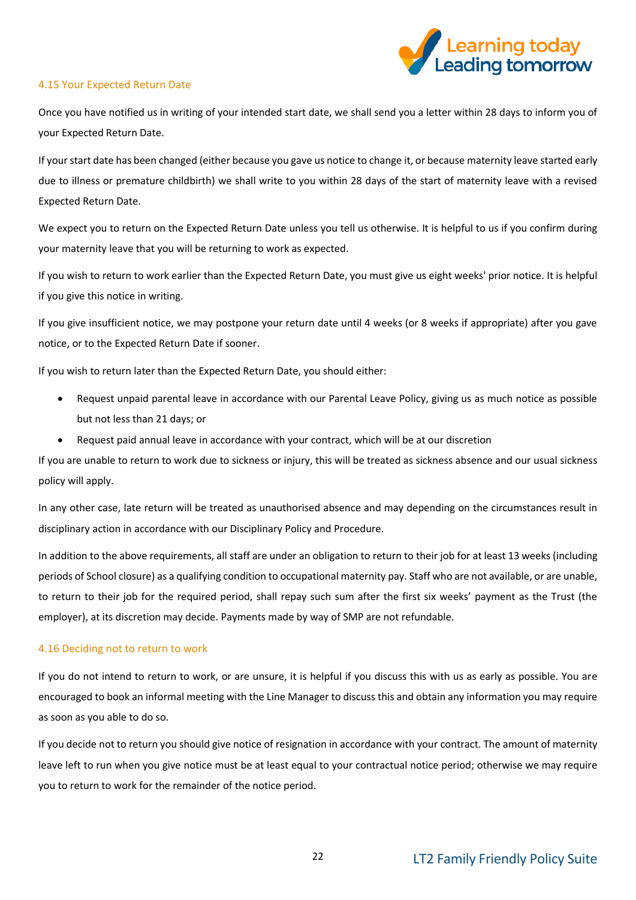### 4.15 Your Expected Return Date

Once you have notified us in writing of your intended start date, we shall send you a letter within 28 days to inform you of your Expected Return Date.

If your start date has been changed (either because you gave us notice to change it, or because maternity leave started early due to illness or premature childbirth) we shall write to you within 28 days of the start of maternity leave with a revised Expected Return Date.

We expect you to return on the Expected Return Date unless you tell us otherwise. It is helpful to us if you confirm during your maternity leave that you will be returning to work as expected.

If you wish to return to work earlier than the Expected Return Date, you must give us eight weeks' prior notice. It is helpful if you give this notice in writing.

If you give insufficient notice, we may postpone your return date until 4 weeks (or 8 weeks if appropriate) after you gave notice, or to the Expected Return Date if sooner.

If you wish to return later than the Expected Return Date, you should either:

- Request unpaid parental leave in accordance with our Parental Leave Policy, giving us as much notice as possible but not less than 21 days; or
- Request paid annual leave in accordance with your contract, which will be at our discretion

If you are unable to return to work due to sickness or injury, this will be treated as sickness absence and our usual sickness policy will apply.

In any other case, late return will be treated as unauthorised absence and may depending on the circumstances result in disciplinary action in accordance with our Disciplinary Policy and Procedure.

In addition to the above requirements, all staff are under an obligation to return to their job for at least 13 weeks (including periods of School closure) as a qualifying condition to occupational maternity pay. Staff who are not available, or are unable, to return to their job for the required period, shall repay such sum after the first six weeks' payment as the Trust (the employer), at its discretion may decide. Payments made by way of SMP are not refundable.

### 4.16 Deciding not to return to work

If you do not intend to return to work, or are unsure, it is helpful if you discuss this with us as early as possible. You are encouraged to book an informal meeting with the Line Manager to discuss this and obtain any information you may require as soon as you able to do so.

If you decide not to return you should give notice of resignation in accordance with your contract. The amount of maternity leave left to run when you give notice must be at least equal to your contractual notice period; otherwise we may require you to return to work for the remainder of the notice period.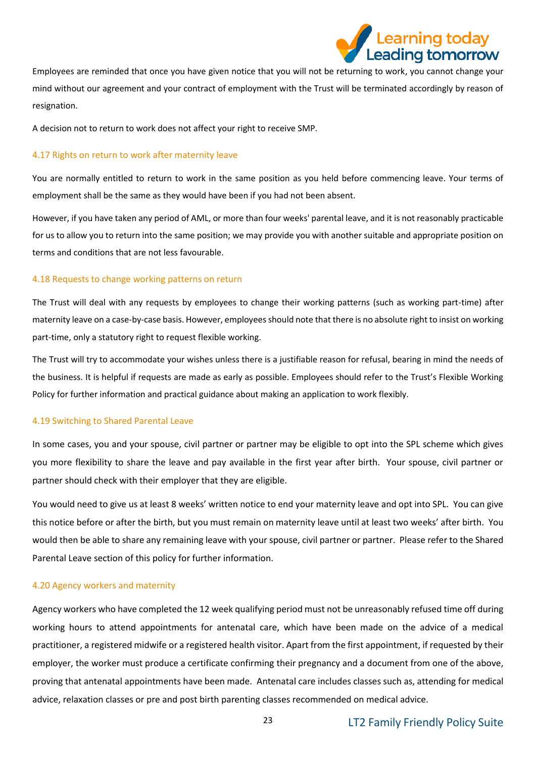Employees are reminded that once you have given notice that you will not be returning to work, you cannot change your mind without our agreement and your contract of employment with the Trust will be terminated accordingly by reason of resignation.

A decision not to return to work does not affect your right to receive SMP.

### 4.17 Rights on return to work after maternity leave

You are normally entitled to return to work in the same position as you held before commencing leave. Your terms of employment shall be the same as they would have been if you had not been absent.

However, if you have taken any period of AML, or more than four weeks' parental leave, and it is not reasonably practicable for us to allow you to return into the same position; we may provide you with another suitable and appropriate position on terms and conditions that are not less favourable.

### 4.18 Requests to change working patterns on return

The Trust will deal with any requests by employees to change their working patterns (such as working part-time) after maternity leave on a case-by-case basis. However, employees should note that there is no absolute right to insist on working part-time, only a statutory right to request flexible working.

The Trust will try to accommodate your wishes unless there is a justifiable reason for refusal, bearing in mind the needs of the business. It is helpful if requests are made as early as possible. Employees should refer to the Trust's Flexible Working Policy for further information and practical guidance about making an application to work flexibly.

### 4.19 Switching to Shared Parental Leave

In some cases, you and your spouse, civil partner or partner may be eligible to opt into the SPL scheme which gives you more flexibility to share the leave and pay available in the first year after birth. Your spouse, civil partner or partner should check with their employer that they are eligible.

You would need to give us at least 8 weeks' written notice to end your maternity leave and opt into SPL. You can give this notice before or after the birth, but you must remain on maternity leave until at least two weeks' after birth. You would then be able to share any remaining leave with your spouse, civil partner or partner. Please refer to the Shared Parental Leave section of this policy for further information.

### 4.20 Agency workers and maternity

Agency workers who have completed the 12 week qualifying period must not be unreasonably refused time off during working hours to attend appointments for antenatal care, which have been made on the advice of a medical practitioner, a registered midwife or a registered health visitor. Apart from the first appointment, if requested by their employer, the worker must produce a certificate confirming their pregnancy and a document from one of the above, proving that antenatal appointments have been made. Antenatal care includes classes such as, attending for medical advice, relaxation classes or pre and post birth parenting classes recommended on medical advice.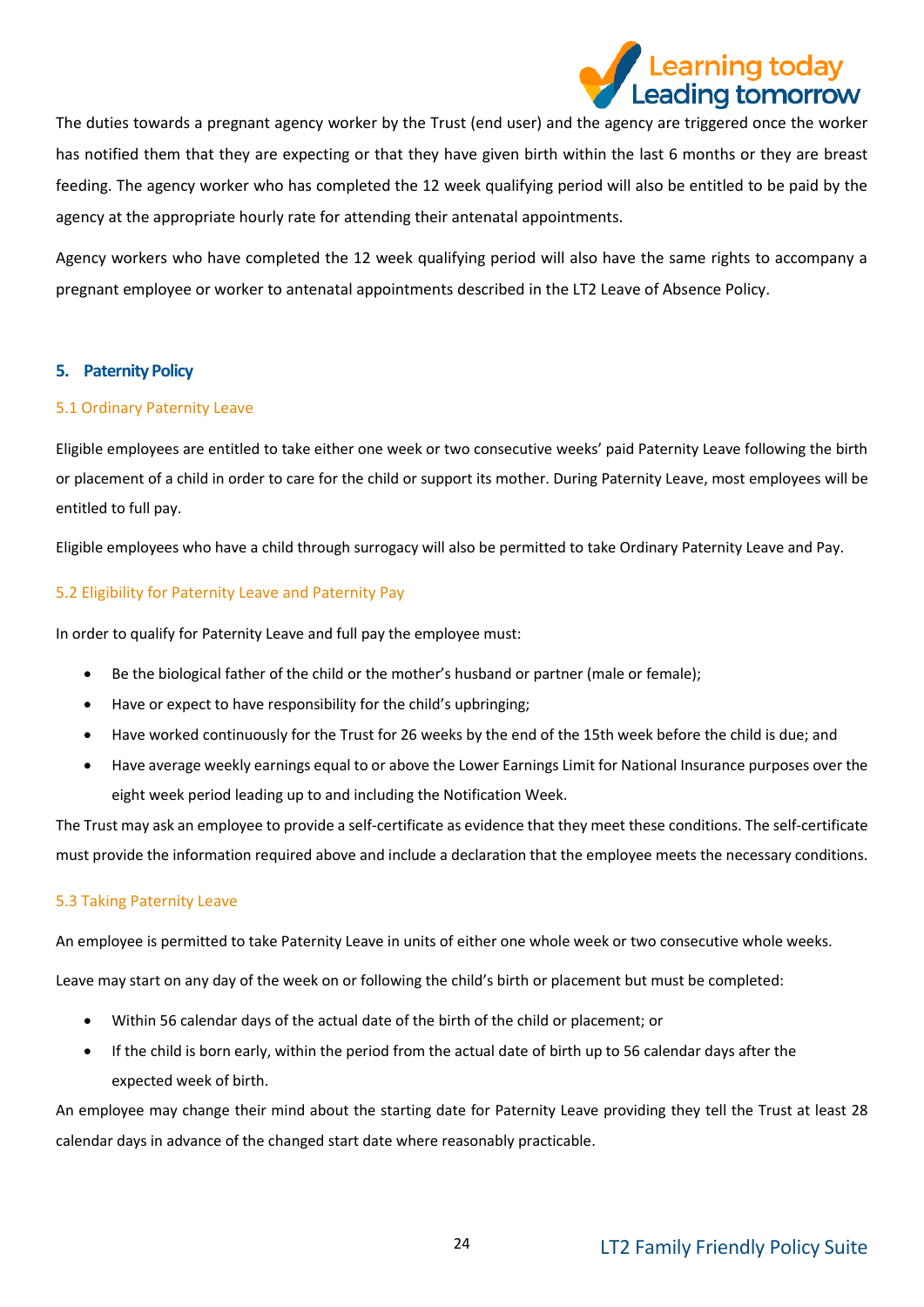The duties towards a pregnant agency worker by the Trust (end user) and the agency are triggered once the worker has notified them that they are expecting or that they have given birth within the last 6 months or they are breast feeding. The agency worker who has completed the 12 week qualifying period will also be entitled to be paid by the agency at the appropriate hourly rate for attending their antenatal appointments.

Agency workers who have completed the 12 week qualifying period will also have the same rights to accompany a pregnant employee or worker to antenatal appointments described in the LT2 Leave of Absence Policy.

## 5. Paternity Policy

### 5.1 Ordinary Paternity Leave

Eligible employees are entitled to take either one week or two consecutive weeks' paid Paternity Leave following the birth or placement of a child in order to care for the child or support its mother. During Paternity Leave, most employees will be entitled to full pay.

Eligible employees who have a child through surrogacy will also be permitted to take Ordinary Paternity Leave and Pay.

### 5.2 Eligibility for Paternity Leave and Paternity Pay

In order to qualify for Paternity Leave and full pay the employee must:

- Be the biological father of the child or the mother's husband or partner (male or female);
- Have or expect to have responsibility for the child's upbringing;
- Have worked continuously for the Trust for 26 weeks by the end of the 15th week before the child is due; and
- Have average weekly earnings equal to or above the Lower Earnings Limit for National Insurance purposes over the eight week period leading up to and including the Notification Week.

The Trust may ask an employee to provide a self-certificate as evidence that they meet these conditions. The self-certificate must provide the information required above and include a declaration that the employee meets the necessary conditions.

### 5.3 Taking Paternity Leave

An employee is permitted to take Paternity Leave in units of either one whole week or two consecutive whole weeks.

Leave may start on any day of the week on or following the child's birth or placement but must be completed:

- Within 56 calendar days of the actual date of the birth of the child or placement; or
- If the child is born early, within the period from the actual date of birth up to 56 calendar days after the expected week of birth.

An employee may change their mind about the starting date for Paternity Leave providing they tell the Trust at least 28 calendar days in advance of the changed start date where reasonably practicable.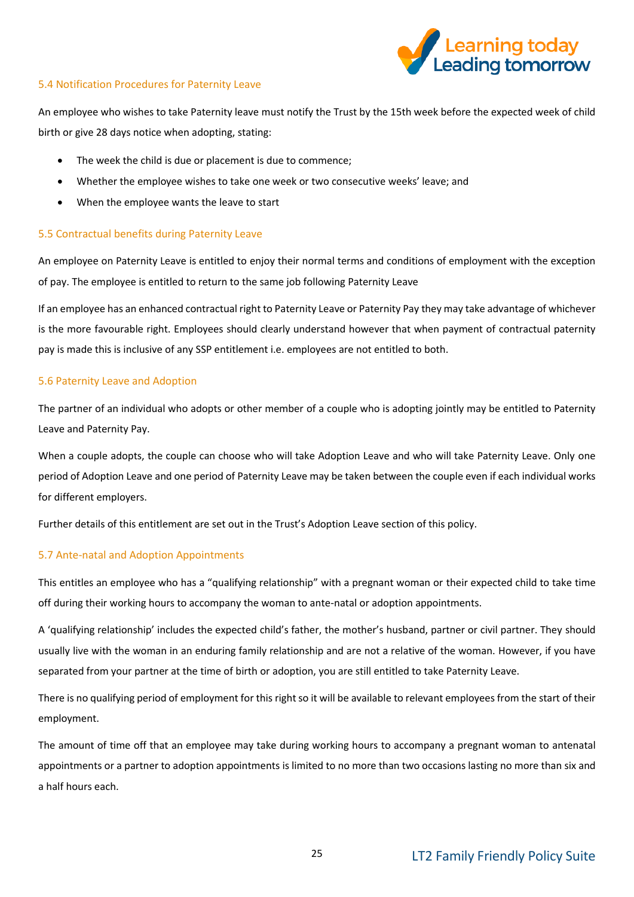### 5.4 Notification Procedures for Paternity Leave

An employee who wishes to take Paternity leave must notify the Trust by the 15th week before the expected week of child birth or give 28 days notice when adopting, stating:

- The week the child is due or placement is due to commence;
- Whether the employee wishes to take one week or two consecutive weeks' leave; and
- When the employee wants the leave to start

### 5.5 Contractual benefits during Paternity Leave

An employee on Paternity Leave is entitled to enjoy their normal terms and conditions of employment with the exception of pay. The employee is entitled to return to the same job following Paternity Leave

If an employee has an enhanced contractual right to Paternity Leave or Paternity Pay they may take advantage of whichever is the more favourable right. Employees should clearly understand however that when payment of contractual paternity pay is made this is inclusive of any SSP entitlement i.e. employees are not entitled to both.

### 5.6 Paternity Leave and Adoption

The partner of an individual who adopts or other member of a couple who is adopting jointly may be entitled to Paternity Leave and Paternity Pay.

When a couple adopts, the couple can choose who will take Adoption Leave and who will take Paternity Leave. Only one period of Adoption Leave and one period of Paternity Leave may be taken between the couple even if each individual works for different employers.

Further details of this entitlement are set out in the Trust's Adoption Leave section of this policy.

### 5.7 Ante-natal and Adoption Appointments

This entitles an employee who has a "qualifying relationship" with a pregnant woman or their expected child to take time off during their working hours to accompany the woman to ante-natal or adoption appointments.

A 'qualifying relationship' includes the expected child's father, the mother's husband, partner or civil partner. They should usually live with the woman in an enduring family relationship and are not a relative of the woman. However, if you have separated from your partner at the time of birth or adoption, you are still entitled to take Paternity Leave.

There is no qualifying period of employment for this right so it will be available to relevant employees from the start of their employment.

The amount of time off that an employee may take during working hours to accompany a pregnant woman to antenatal appointments or a partner to adoption appointments is limited to no more than two occasions lasting no more than six and a half hours each.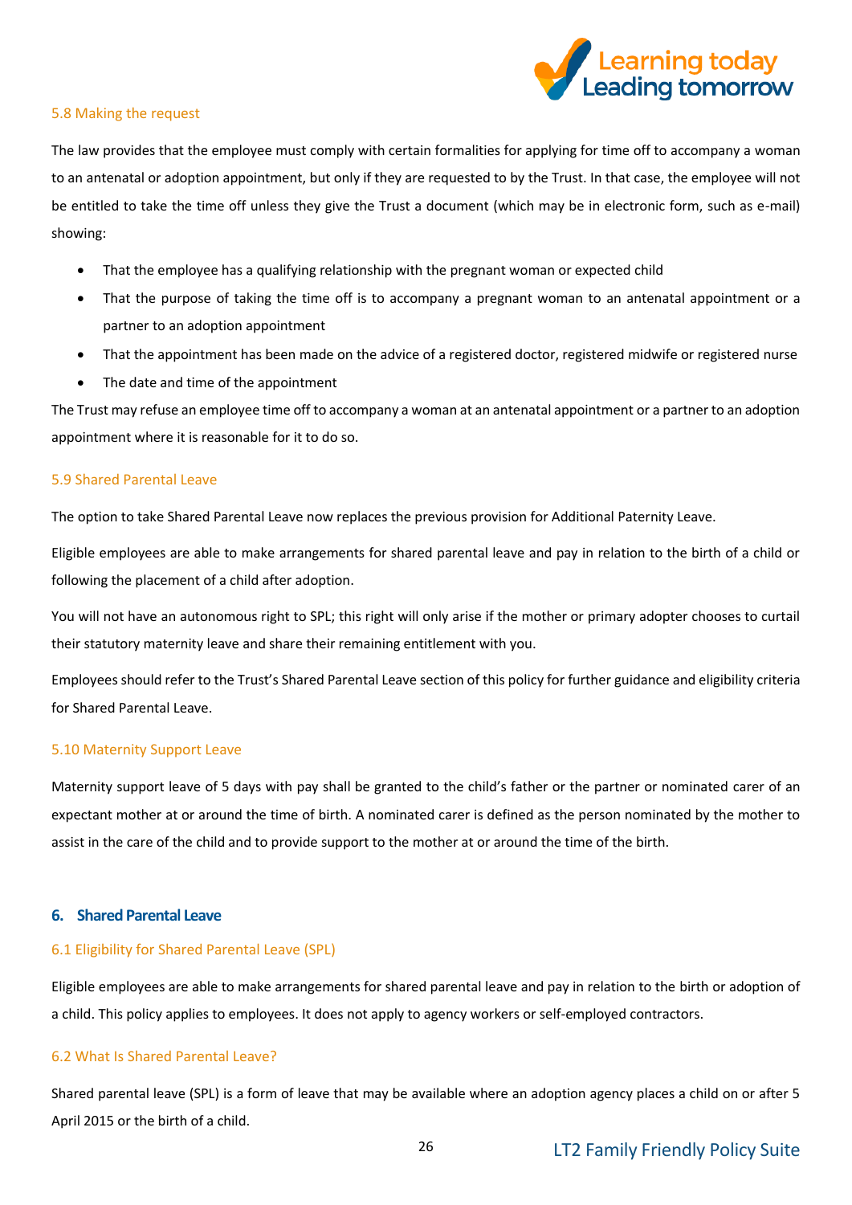### 5.8 Making the request

The law provides that the employee must comply with certain formalities for applying for time off to accompany a woman to an antenatal or adoption appointment, but only if they are requested to by the Trust. In that case, the employee will not be entitled to take the time off unless they give the Trust a document (which may be in electronic form, such as e-mail) showing:

- That the employee has a qualifying relationship with the pregnant woman or expected child
- That the purpose of taking the time off is to accompany a pregnant woman to an antenatal appointment or a partner to an adoption appointment
- That the appointment has been made on the advice of a registered doctor, registered midwife or registered nurse
- The date and time of the appointment

The Trust may refuse an employee time off to accompany a woman at an antenatal appointment or a partner to an adoption appointment where it is reasonable for it to do so.

### 5.9 Shared Parental Leave

The option to take Shared Parental Leave now replaces the previous provision for Additional Paternity Leave.

Eligible employees are able to make arrangements for shared parental leave and pay in relation to the birth of a child or following the placement of a child after adoption.

You will not have an autonomous right to SPL; this right will only arise if the mother or primary adopter chooses to curtail their statutory maternity leave and share their remaining entitlement with you.

Employees should refer to the Trust's Shared Parental Leave section of this policy for further guidance and eligibility criteria for Shared Parental Leave.

### 5.10 Maternity Support Leave

Maternity support leave of 5 days with pay shall be granted to the child's father or the partner or nominated carer of an expectant mother at or around the time of birth. A nominated carer is defined as the person nominated by the mother to assist in the care of the child and to provide support to the mother at or around the time of the birth.

## 6. Shared Parental Leave

### 6.1 Eligibility for Shared Parental Leave (SPL)

Eligible employees are able to make arrangements for shared parental leave and pay in relation to the birth or adoption of a child. This policy applies to employees. It does not apply to agency workers or self-employed contractors.

### 6.2 What Is Shared Parental Leave?

Shared parental leave (SPL) is a form of leave that may be available where an adoption agency places a child on or after 5 April 2015 or the birth of a child.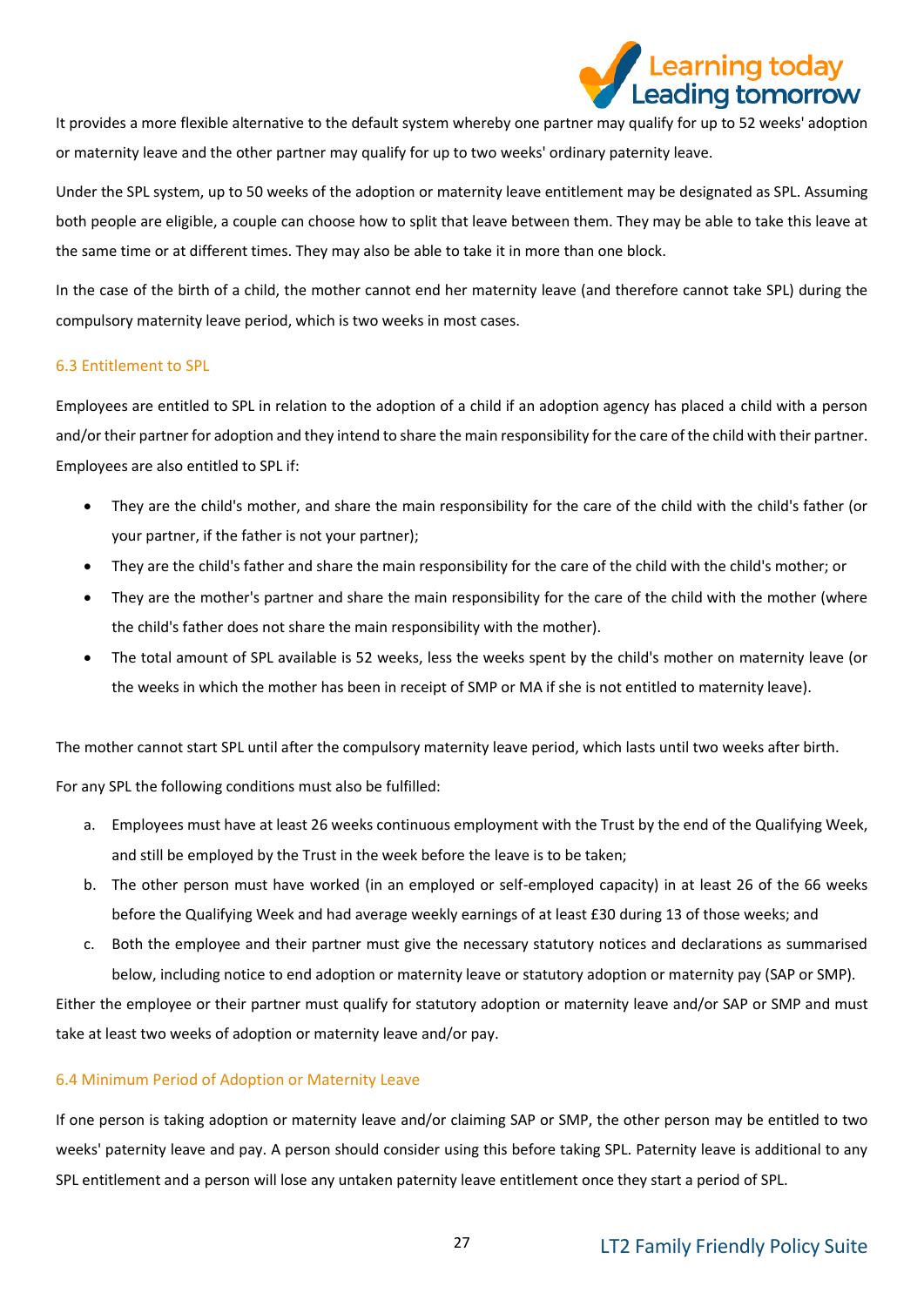It provides a more flexible alternative to the default system whereby one partner may qualify for up to 52 weeks' adoption or maternity leave and the other partner may qualify for up to two weeks' ordinary paternity leave.

Under the SPL system, up to 50 weeks of the adoption or maternity leave entitlement may be designated as SPL. Assuming both people are eligible, a couple can choose how to split that leave between them. They may be able to take this leave at the same time or at different times. They may also be able to take it in more than one block.

In the case of the birth of a child, the mother cannot end her maternity leave (and therefore cannot take SPL) during the compulsory maternity leave period, which is two weeks in most cases.

### 6.3 Entitlement to SPL

Employees are entitled to SPL in relation to the adoption of a child if an adoption agency has placed a child with a person and/or their partner for adoption and they intend to share the main responsibility for the care of the child with their partner. Employees are also entitled to SPL if:

- They are the child's mother, and share the main responsibility for the care of the child with the child's father (or your partner, if the father is not your partner);
- They are the child's father and share the main responsibility for the care of the child with the child's mother; or
- They are the mother's partner and share the main responsibility for the care of the child with the mother (where the child's father does not share the main responsibility with the mother).
- The total amount of SPL available is 52 weeks, less the weeks spent by the child's mother on maternity leave (or the weeks in which the mother has been in receipt of SMP or MA if she is not entitled to maternity leave).

The mother cannot start SPL until after the compulsory maternity leave period, which lasts until two weeks after birth.

For any SPL the following conditions must also be fulfilled:

a. Employees must have at least 26 weeks continuous employment with the Trust by the end of the Qualifying Week, and still be employed by the Trust in the week before the leave is to be taken;
b. The other person must have worked (in an employed or self-employed capacity) in at least 26 of the 66 weeks before the Qualifying Week and had average weekly earnings of at least £30 during 13 of those weeks; and
c. Both the employee and their partner must give the necessary statutory notices and declarations as summarised below, including notice to end adoption or maternity leave or statutory adoption or maternity pay (SAP or SMP).

Either the employee or their partner must qualify for statutory adoption or maternity leave and/or SAP or SMP and must take at least two weeks of adoption or maternity leave and/or pay.

### 6.4 Minimum Period of Adoption or Maternity Leave

If one person is taking adoption or maternity leave and/or claiming SAP or SMP, the other person may be entitled to two weeks' paternity leave and pay. A person should consider using this before taking SPL. Paternity leave is additional to any SPL entitlement and a person will lose any untaken paternity leave entitlement once they start a period of SPL.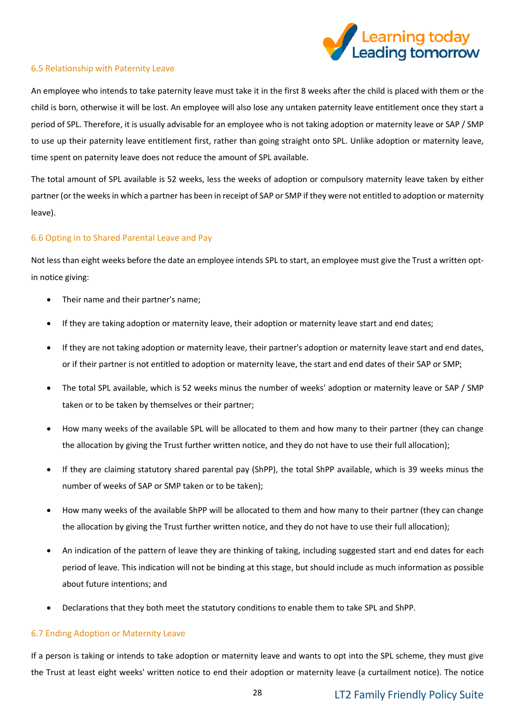### 6.5 Relationship with Paternity Leave

An employee who intends to take paternity leave must take it in the first 8 weeks after the child is placed with them or the child is born, otherwise it will be lost. An employee will also lose any untaken paternity leave entitlement once they start a period of SPL. Therefore, it is usually advisable for an employee who is not taking adoption or maternity leave or SAP / SMP to use up their paternity leave entitlement first, rather than going straight onto SPL. Unlike adoption or maternity leave, time spent on paternity leave does not reduce the amount of SPL available.

The total amount of SPL available is 52 weeks, less the weeks of adoption or compulsory maternity leave taken by either partner (or the weeks in which a partner has been in receipt of SAP or SMP if they were not entitled to adoption or maternity leave).

### 6.6 Opting in to Shared Parental Leave and Pay

Not less than eight weeks before the date an employee intends SPL to start, an employee must give the Trust a written opt-in notice giving:

- Their name and their partner's name;
- If they are taking adoption or maternity leave, their adoption or maternity leave start and end dates;
- If they are not taking adoption or maternity leave, their partner's adoption or maternity leave start and end dates, or if their partner is not entitled to adoption or maternity leave, the start and end dates of their SAP or SMP;
- The total SPL available, which is 52 weeks minus the number of weeks' adoption or maternity leave or SAP / SMP taken or to be taken by themselves or their partner;
- How many weeks of the available SPL will be allocated to them and how many to their partner (they can change the allocation by giving the Trust further written notice, and they do not have to use their full allocation);
- If they are claiming statutory shared parental pay (ShPP), the total ShPP available, which is 39 weeks minus the number of weeks of SAP or SMP taken or to be taken);
- How many weeks of the available ShPP will be allocated to them and how many to their partner (they can change the allocation by giving the Trust further written notice, and they do not have to use their full allocation);
- An indication of the pattern of leave they are thinking of taking, including suggested start and end dates for each period of leave. This indication will not be binding at this stage, but should include as much information as possible about future intentions; and
- Declarations that they both meet the statutory conditions to enable them to take SPL and ShPP.

### 6.7 Ending Adoption or Maternity Leave

If a person is taking or intends to take adoption or maternity leave and wants to opt into the SPL scheme, they must give the Trust at least eight weeks' written notice to end their adoption or maternity leave (a curtailment notice). The notice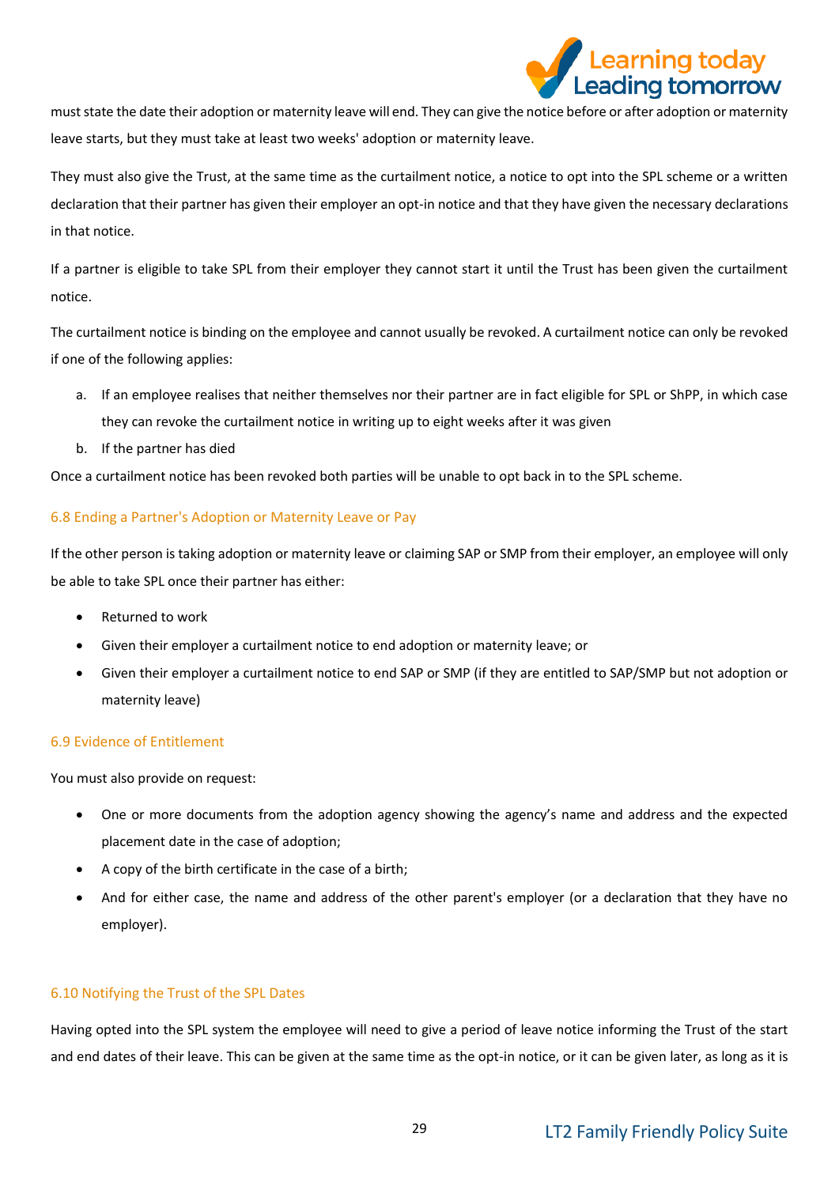must state the date their adoption or maternity leave will end. They can give the notice before or after adoption or maternity leave starts, but they must take at least two weeks' adoption or maternity leave.

They must also give the Trust, at the same time as the curtailment notice, a notice to opt into the SPL scheme or a written declaration that their partner has given their employer an opt-in notice and that they have given the necessary declarations in that notice.

If a partner is eligible to take SPL from their employer they cannot start it until the Trust has been given the curtailment notice.

The curtailment notice is binding on the employee and cannot usually be revoked. A curtailment notice can only be revoked if one of the following applies:

a. If an employee realises that neither themselves nor their partner are in fact eligible for SPL or ShPP, in which case they can revoke the curtailment notice in writing up to eight weeks after it was given
b. If the partner has died

Once a curtailment notice has been revoked both parties will be unable to opt back in to the SPL scheme.

### 6.8 Ending a Partner's Adoption or Maternity Leave or Pay

If the other person is taking adoption or maternity leave or claiming SAP or SMP from their employer, an employee will only be able to take SPL once their partner has either:

- Returned to work
- Given their employer a curtailment notice to end adoption or maternity leave; or
- Given their employer a curtailment notice to end SAP or SMP (if they are entitled to SAP/SMP but not adoption or maternity leave)

### 6.9 Evidence of Entitlement

You must also provide on request:

- One or more documents from the adoption agency showing the agency's name and address and the expected placement date in the case of adoption;
- A copy of the birth certificate in the case of a birth;
- And for either case, the name and address of the other parent's employer (or a declaration that they have no employer).

### 6.10 Notifying the Trust of the SPL Dates

Having opted into the SPL system the employee will need to give a period of leave notice informing the Trust of the start and end dates of their leave. This can be given at the same time as the opt-in notice, or it can be given later, as long as it is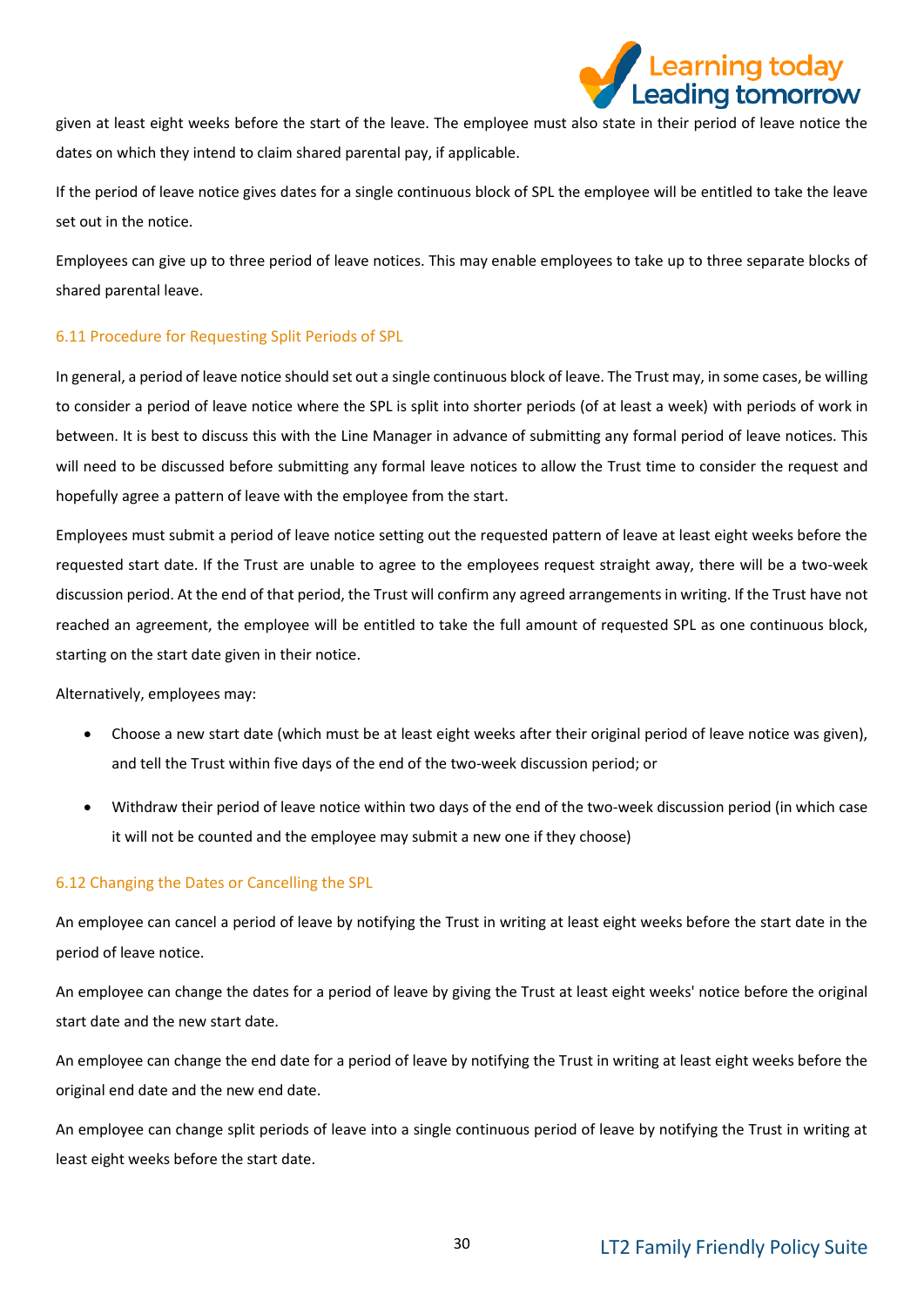given at least eight weeks before the start of the leave. The employee must also state in their period of leave notice the dates on which they intend to claim shared parental pay, if applicable.

If the period of leave notice gives dates for a single continuous block of SPL the employee will be entitled to take the leave set out in the notice.

Employees can give up to three period of leave notices. This may enable employees to take up to three separate blocks of shared parental leave.

### 6.11 Procedure for Requesting Split Periods of SPL

In general, a period of leave notice should set out a single continuous block of leave. The Trust may, in some cases, be willing to consider a period of leave notice where the SPL is split into shorter periods (of at least a week) with periods of work in between. It is best to discuss this with the Line Manager in advance of submitting any formal period of leave notices. This will need to be discussed before submitting any formal leave notices to allow the Trust time to consider the request and hopefully agree a pattern of leave with the employee from the start.

Employees must submit a period of leave notice setting out the requested pattern of leave at least eight weeks before the requested start date. If the Trust are unable to agree to the employees request straight away, there will be a two-week discussion period. At the end of that period, the Trust will confirm any agreed arrangements in writing. If the Trust have not reached an agreement, the employee will be entitled to take the full amount of requested SPL as one continuous block, starting on the start date given in their notice.

Alternatively, employees may:

- Choose a new start date (which must be at least eight weeks after their original period of leave notice was given), and tell the Trust within five days of the end of the two-week discussion period; or
- Withdraw their period of leave notice within two days of the end of the two-week discussion period (in which case it will not be counted and the employee may submit a new one if they choose)

### 6.12 Changing the Dates or Cancelling the SPL

An employee can cancel a period of leave by notifying the Trust in writing at least eight weeks before the start date in the period of leave notice.

An employee can change the dates for a period of leave by giving the Trust at least eight weeks' notice before the original start date and the new start date.

An employee can change the end date for a period of leave by notifying the Trust in writing at least eight weeks before the original end date and the new end date.

An employee can change split periods of leave into a single continuous period of leave by notifying the Trust in writing at least eight weeks before the start date.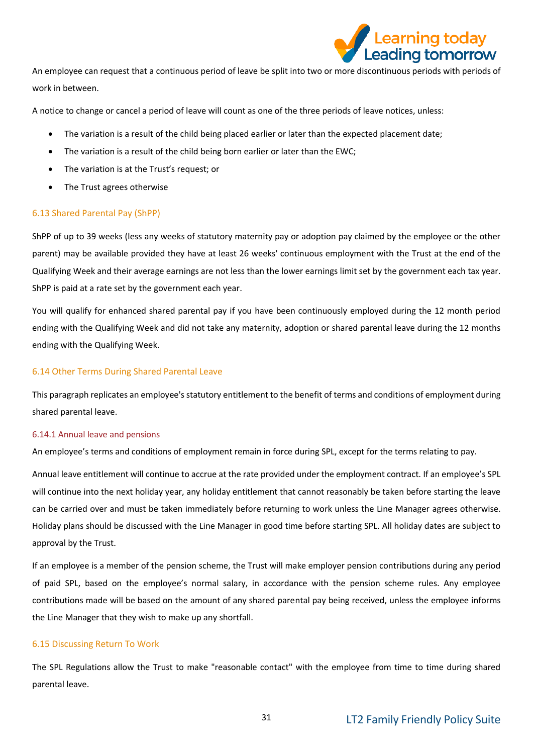An employee can request that a continuous period of leave be split into two or more discontinuous periods with periods of work in between.

A notice to change or cancel a period of leave will count as one of the three periods of leave notices, unless:

- The variation is a result of the child being placed earlier or later than the expected placement date;
- The variation is a result of the child being born earlier or later than the EWC;
- The variation is at the Trust's request; or
- The Trust agrees otherwise

## 6.13 Shared Parental Pay (ShPP)

ShPP of up to 39 weeks (less any weeks of statutory maternity pay or adoption pay claimed by the employee or the other parent) may be available provided they have at least 26 weeks' continuous employment with the Trust at the end of the Qualifying Week and their average earnings are not less than the lower earnings limit set by the government each tax year. ShPP is paid at a rate set by the government each year.

You will qualify for enhanced shared parental pay if you have been continuously employed during the 12 month period ending with the Qualifying Week and did not take any maternity, adoption or shared parental leave during the 12 months ending with the Qualifying Week.

## 6.14 Other Terms During Shared Parental Leave

This paragraph replicates an employee's statutory entitlement to the benefit of terms and conditions of employment during shared parental leave.

### 6.14.1 Annual leave and pensions

An employee's terms and conditions of employment remain in force during SPL, except for the terms relating to pay.

Annual leave entitlement will continue to accrue at the rate provided under the employment contract. If an employee's SPL will continue into the next holiday year, any holiday entitlement that cannot reasonably be taken before starting the leave can be carried over and must be taken immediately before returning to work unless the Line Manager agrees otherwise. Holiday plans should be discussed with the Line Manager in good time before starting SPL. All holiday dates are subject to approval by the Trust.

If an employee is a member of the pension scheme, the Trust will make employer pension contributions during any period of paid SPL, based on the employee's normal salary, in accordance with the pension scheme rules. Any employee contributions made will be based on the amount of any shared parental pay being received, unless the employee informs the Line Manager that they wish to make up any shortfall.

## 6.15 Discussing Return To Work

The SPL Regulations allow the Trust to make "reasonable contact" with the employee from time to time during shared parental leave.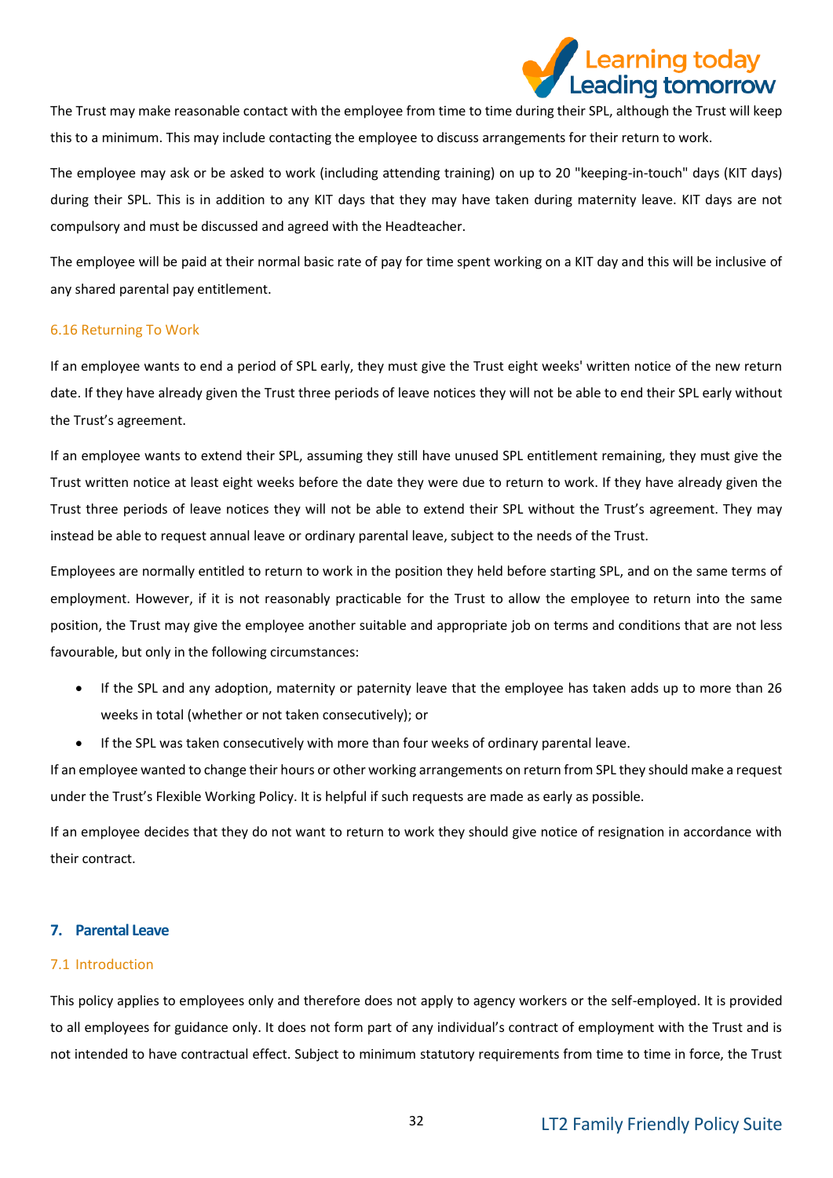The Trust may make reasonable contact with the employee from time to time during their SPL, although the Trust will keep this to a minimum. This may include contacting the employee to discuss arrangements for their return to work.

The employee may ask or be asked to work (including attending training) on up to 20 "keeping-in-touch" days (KIT days) during their SPL. This is in addition to any KIT days that they may have taken during maternity leave. KIT days are not compulsory and must be discussed and agreed with the Headteacher.

The employee will be paid at their normal basic rate of pay for time spent working on a KIT day and this will be inclusive of any shared parental pay entitlement.

### 6.16 Returning To Work

If an employee wants to end a period of SPL early, they must give the Trust eight weeks' written notice of the new return date. If they have already given the Trust three periods of leave notices they will not be able to end their SPL early without the Trust's agreement.

If an employee wants to extend their SPL, assuming they still have unused SPL entitlement remaining, they must give the Trust written notice at least eight weeks before the date they were due to return to work. If they have already given the Trust three periods of leave notices they will not be able to extend their SPL without the Trust's agreement. They may instead be able to request annual leave or ordinary parental leave, subject to the needs of the Trust.

Employees are normally entitled to return to work in the position they held before starting SPL, and on the same terms of employment. However, if it is not reasonably practicable for the Trust to allow the employee to return into the same position, the Trust may give the employee another suitable and appropriate job on terms and conditions that are not less favourable, but only in the following circumstances:

- If the SPL and any adoption, maternity or paternity leave that the employee has taken adds up to more than 26 weeks in total (whether or not taken consecutively); or
- If the SPL was taken consecutively with more than four weeks of ordinary parental leave.

If an employee wanted to change their hours or other working arrangements on return from SPL they should make a request under the Trust's Flexible Working Policy. It is helpful if such requests are made as early as possible.

If an employee decides that they do not want to return to work they should give notice of resignation in accordance with their contract.

## 7. Parental Leave

### 7.1 Introduction

This policy applies to employees only and therefore does not apply to agency workers or the self-employed. It is provided to all employees for guidance only. It does not form part of any individual's contract of employment with the Trust and is not intended to have contractual effect. Subject to minimum statutory requirements from time to time in force, the Trust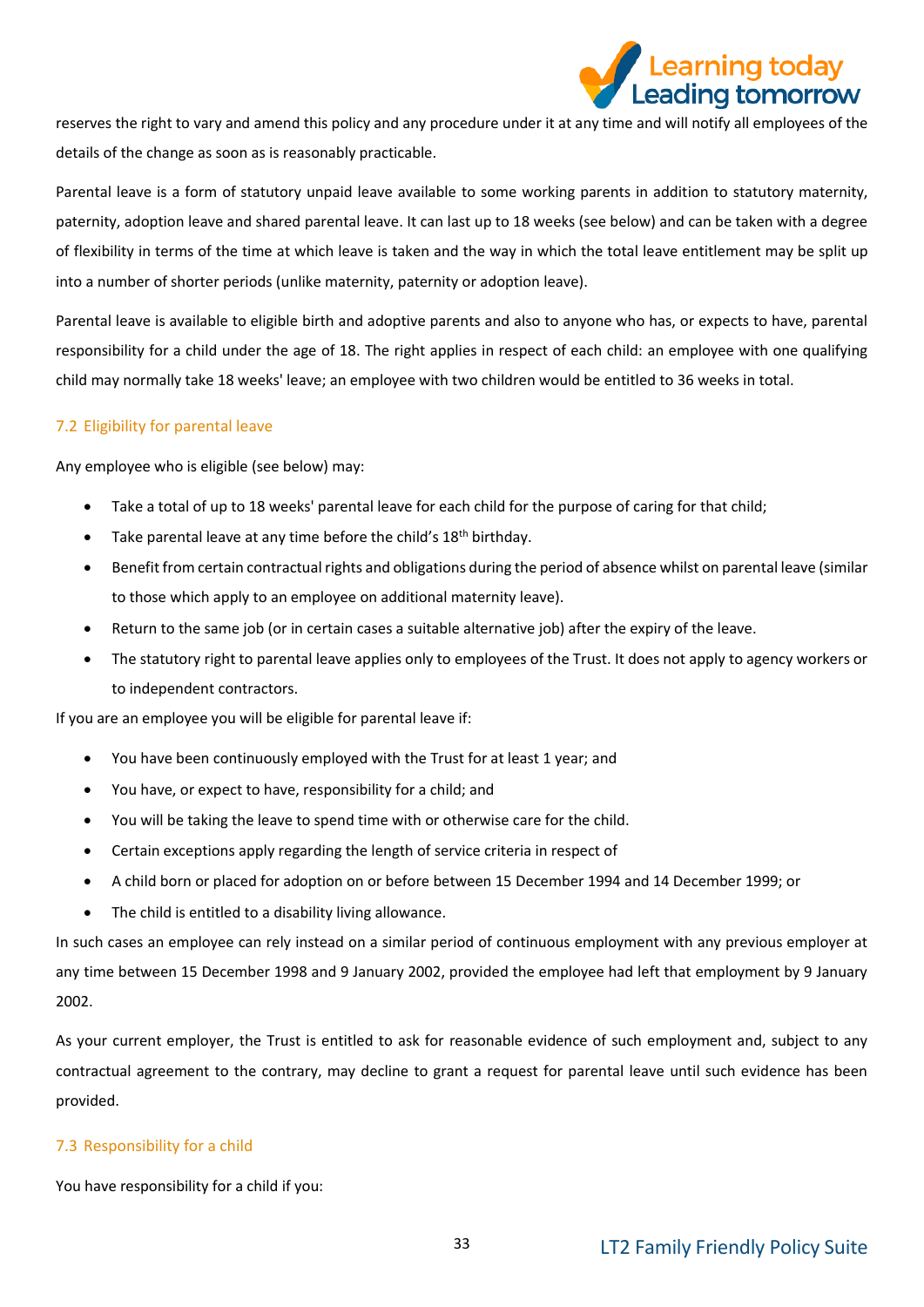reserves the right to vary and amend this policy and any procedure under it at any time and will notify all employees of the details of the change as soon as is reasonably practicable.

Parental leave is a form of statutory unpaid leave available to some working parents in addition to statutory maternity, paternity, adoption leave and shared parental leave. It can last up to 18 weeks (see below) and can be taken with a degree of flexibility in terms of the time at which leave is taken and the way in which the total leave entitlement may be split up into a number of shorter periods (unlike maternity, paternity or adoption leave).

Parental leave is available to eligible birth and adoptive parents and also to anyone who has, or expects to have, parental responsibility for a child under the age of 18. The right applies in respect of each child: an employee with one qualifying child may normally take 18 weeks' leave; an employee with two children would be entitled to 36 weeks in total.

### 7.2 Eligibility for parental leave

Any employee who is eligible (see below) may:

- Take a total of up to 18 weeks' parental leave for each child for the purpose of caring for that child;
- Take parental leave at any time before the child's 18th birthday.
- Benefit from certain contractual rights and obligations during the period of absence whilst on parental leave (similar to those which apply to an employee on additional maternity leave).
- Return to the same job (or in certain cases a suitable alternative job) after the expiry of the leave.
- The statutory right to parental leave applies only to employees of the Trust. It does not apply to agency workers or to independent contractors.

If you are an employee you will be eligible for parental leave if:

- You have been continuously employed with the Trust for at least 1 year; and
- You have, or expect to have, responsibility for a child; and
- You will be taking the leave to spend time with or otherwise care for the child.
- Certain exceptions apply regarding the length of service criteria in respect of
- A child born or placed for adoption on or before between 15 December 1994 and 14 December 1999; or
- The child is entitled to a disability living allowance.

In such cases an employee can rely instead on a similar period of continuous employment with any previous employer at any time between 15 December 1998 and 9 January 2002, provided the employee had left that employment by 9 January 2002.

As your current employer, the Trust is entitled to ask for reasonable evidence of such employment and, subject to any contractual agreement to the contrary, may decline to grant a request for parental leave until such evidence has been provided.

### 7.3 Responsibility for a child

You have responsibility for a child if you: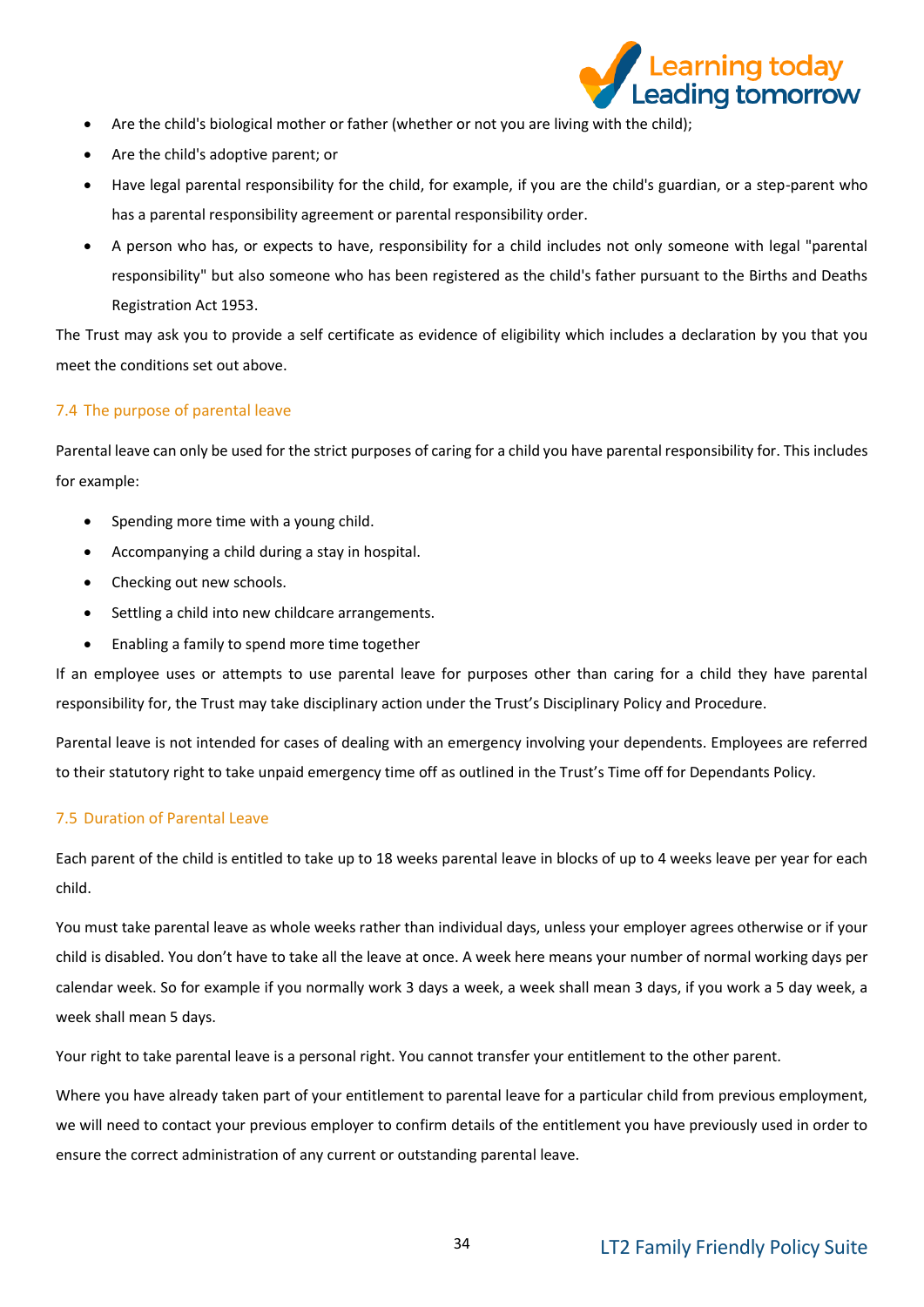- Are the child's biological mother or father (whether or not you are living with the child);
- Are the child's adoptive parent; or
- Have legal parental responsibility for the child, for example, if you are the child's guardian, or a step-parent who has a parental responsibility agreement or parental responsibility order.
- A person who has, or expects to have, responsibility for a child includes not only someone with legal "parental responsibility" but also someone who has been registered as the child's father pursuant to the Births and Deaths Registration Act 1953.

The Trust may ask you to provide a self certificate as evidence of eligibility which includes a declaration by you that you meet the conditions set out above.

### 7.4 The purpose of parental leave

Parental leave can only be used for the strict purposes of caring for a child you have parental responsibility for. This includes for example:

- Spending more time with a young child.
- Accompanying a child during a stay in hospital.
- Checking out new schools.
- Settling a child into new childcare arrangements.
- Enabling a family to spend more time together

If an employee uses or attempts to use parental leave for purposes other than caring for a child they have parental responsibility for, the Trust may take disciplinary action under the Trust's Disciplinary Policy and Procedure.

Parental leave is not intended for cases of dealing with an emergency involving your dependents. Employees are referred to their statutory right to take unpaid emergency time off as outlined in the Trust's Time off for Dependants Policy.

### 7.5 Duration of Parental Leave

Each parent of the child is entitled to take up to 18 weeks parental leave in blocks of up to 4 weeks leave per year for each child.

You must take parental leave as whole weeks rather than individual days, unless your employer agrees otherwise or if your child is disabled. You don't have to take all the leave at once. A week here means your number of normal working days per calendar week. So for example if you normally work 3 days a week, a week shall mean 3 days, if you work a 5 day week, a week shall mean 5 days.

Your right to take parental leave is a personal right. You cannot transfer your entitlement to the other parent.

Where you have already taken part of your entitlement to parental leave for a particular child from previous employment, we will need to contact your previous employer to confirm details of the entitlement you have previously used in order to ensure the correct administration of any current or outstanding parental leave.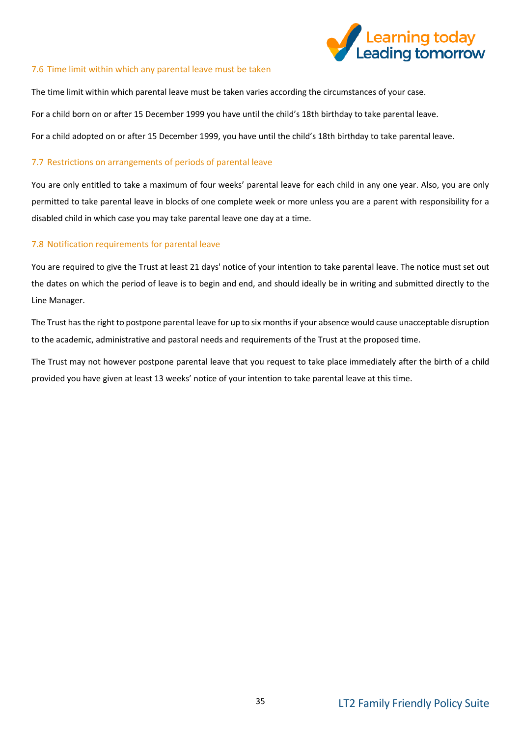### 7.6 Time limit within which any parental leave must be taken

The time limit within which parental leave must be taken varies according the circumstances of your case.

For a child born on or after 15 December 1999 you have until the child's 18th birthday to take parental leave.

For a child adopted on or after 15 December 1999, you have until the child's 18th birthday to take parental leave.

### 7.7 Restrictions on arrangements of periods of parental leave

You are only entitled to take a maximum of four weeks' parental leave for each child in any one year. Also, you are only permitted to take parental leave in blocks of one complete week or more unless you are a parent with responsibility for a disabled child in which case you may take parental leave one day at a time.

### 7.8 Notification requirements for parental leave

You are required to give the Trust at least 21 days' notice of your intention to take parental leave. The notice must set out the dates on which the period of leave is to begin and end, and should ideally be in writing and submitted directly to the Line Manager.

The Trust has the right to postpone parental leave for up to six months if your absence would cause unacceptable disruption to the academic, administrative and pastoral needs and requirements of the Trust at the proposed time.

The Trust may not however postpone parental leave that you request to take place immediately after the birth of a child provided you have given at least 13 weeks' notice of your intention to take parental leave at this time.